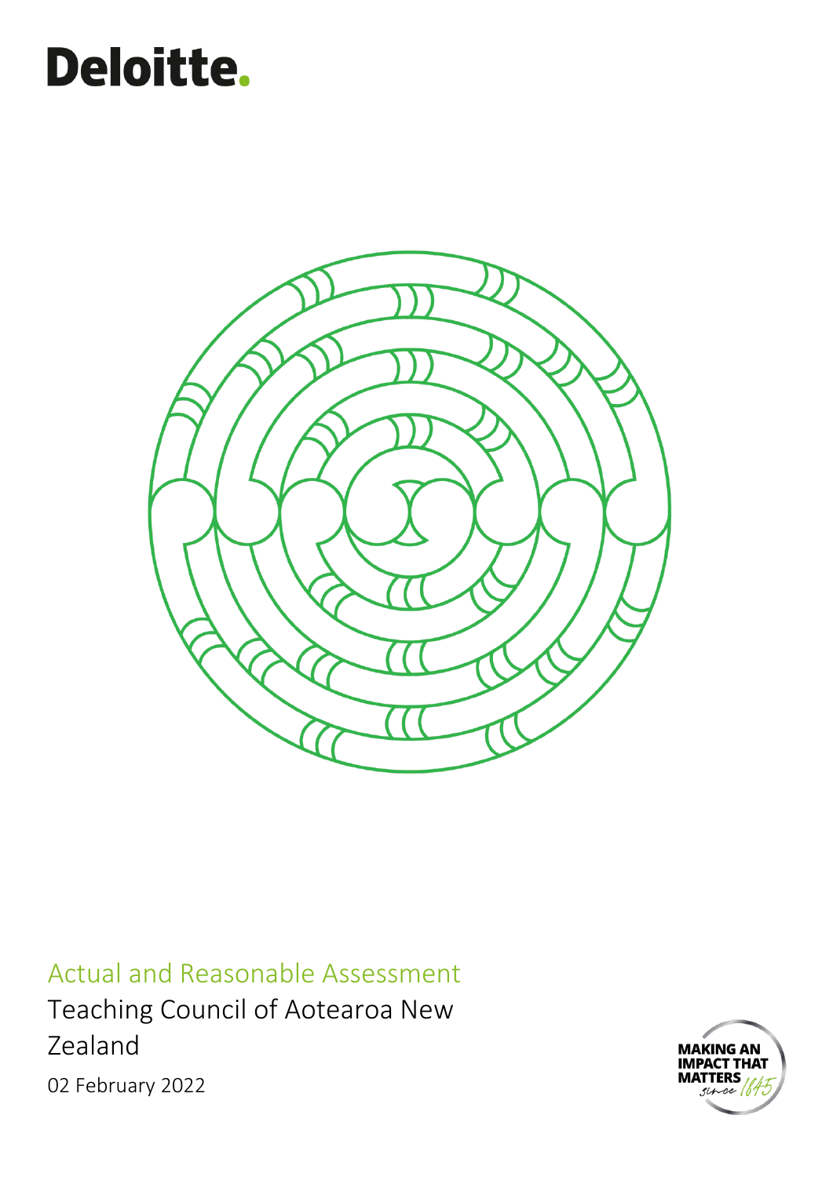Deloitte.

# Actual and Reasonable Assessment

Teaching Council of Aotearoa New Zealand

02 February 2022

MAKING AN IMPACT THAT MATTERS since 1845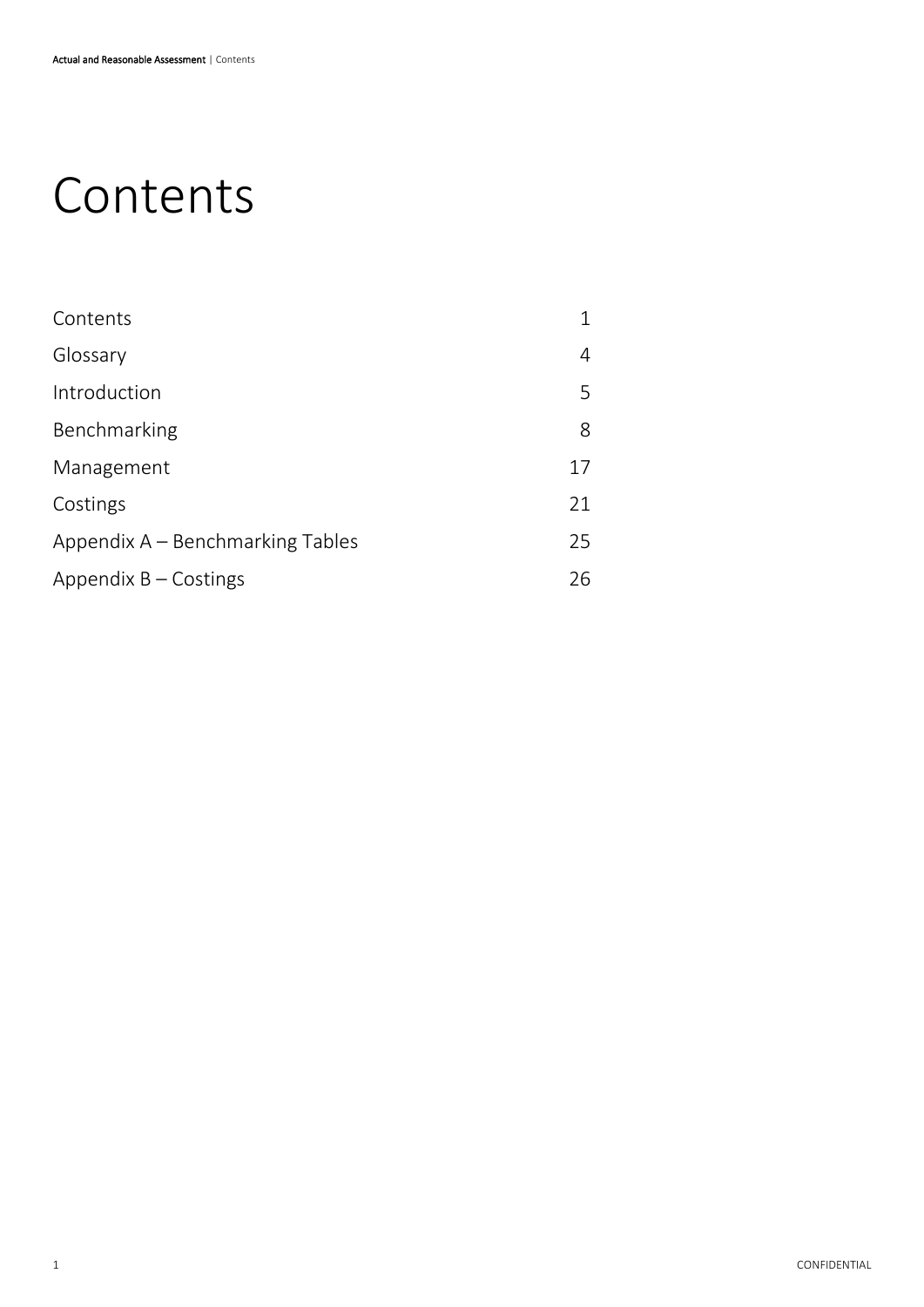# Contents

| | |
|---|---|
| Contents | 1 |
| Glossary | 4 |
| Introduction | 5 |
| Benchmarking | 8 |
| Management | 17 |
| Costings | 21 |
| Appendix A – Benchmarking Tables | 25 |
| Appendix B – Costings | 26 |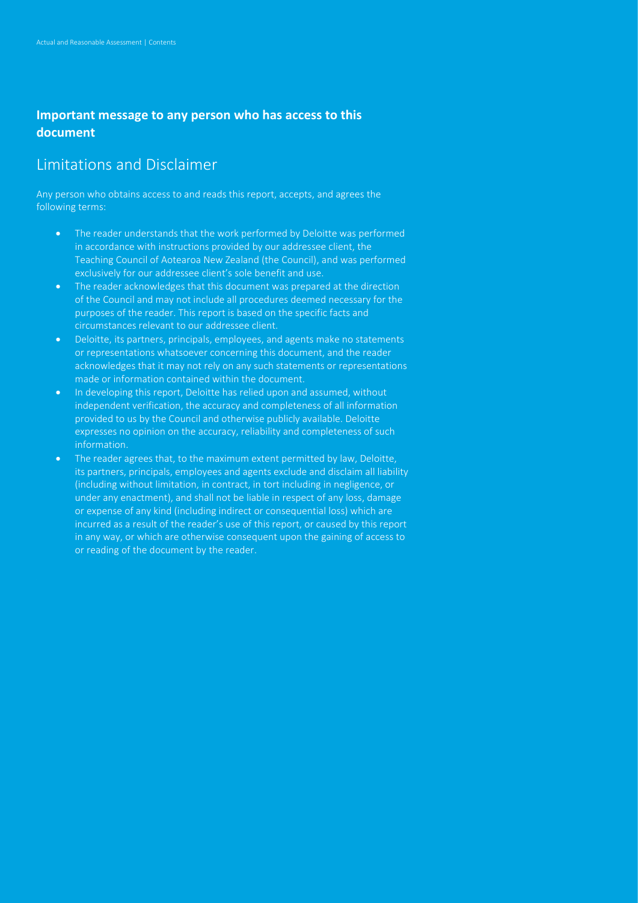## Important message to any person who has access to this document

# Limitations and Disclaimer

Any person who obtains access to and reads this report, accepts, and agrees the following terms:

- The reader understands that the work performed by Deloitte was performed in accordance with instructions provided by our addressee client, the Teaching Council of Aotearoa New Zealand (the Council), and was performed exclusively for our addressee client's sole benefit and use.
- The reader acknowledges that this document was prepared at the direction of the Council and may not include all procedures deemed necessary for the purposes of the reader. This report is based on the specific facts and circumstances relevant to our addressee client.
- Deloitte, its partners, principals, employees, and agents make no statements or representations whatsoever concerning this document, and the reader acknowledges that it may not rely on any such statements or representations made or information contained within the document.
- In developing this report, Deloitte has relied upon and assumed, without independent verification, the accuracy and completeness of all information provided to us by the Council and otherwise publicly available. Deloitte expresses no opinion on the accuracy, reliability and completeness of such information.
- The reader agrees that, to the maximum extent permitted by law, Deloitte, its partners, principals, employees and agents exclude and disclaim all liability (including without limitation, in contract, in tort including in negligence, or under any enactment), and shall not be liable in respect of any loss, damage or expense of any kind (including indirect or consequential loss) which are incurred as a result of the reader's use of this report, or caused by this report in any way, or which are otherwise consequent upon the gaining of access to or reading of the document by the reader.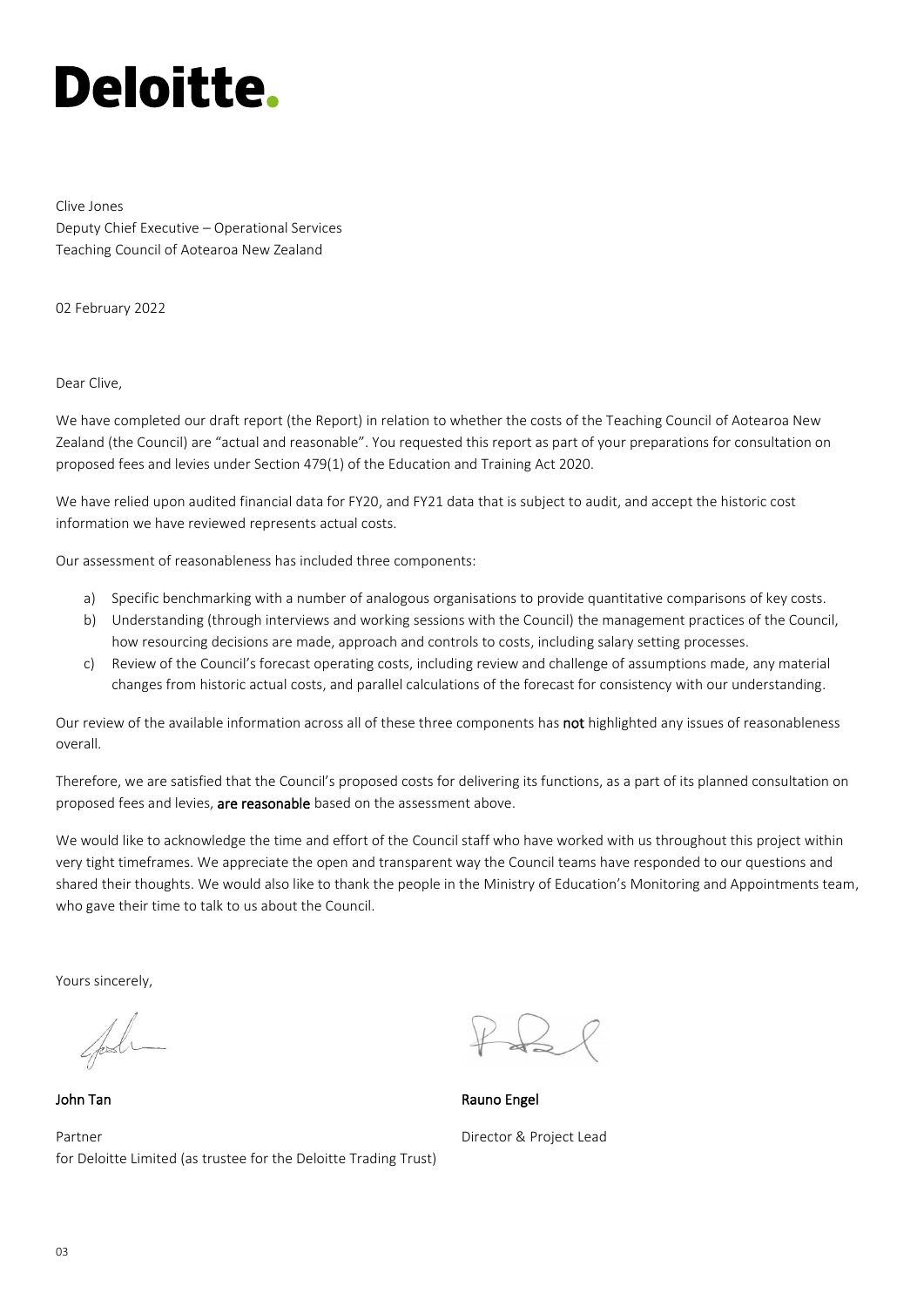# Deloitte.

Clive Jones
Deputy Chief Executive – Operational Services
Teaching Council of Aotearoa New Zealand

02 February 2022

Dear Clive,

We have completed our draft report (the Report) in relation to whether the costs of the Teaching Council of Aotearoa New Zealand (the Council) are "actual and reasonable". You requested this report as part of your preparations for consultation on proposed fees and levies under Section 479(1) of the Education and Training Act 2020.

We have relied upon audited financial data for FY20, and FY21 data that is subject to audit, and accept the historic cost information we have reviewed represents actual costs.

Our assessment of reasonableness has included three components:

a) Specific benchmarking with a number of analogous organisations to provide quantitative comparisons of key costs.
b) Understanding (through interviews and working sessions with the Council) the management practices of the Council, how resourcing decisions are made, approach and controls to costs, including salary setting processes.
c) Review of the Council's forecast operating costs, including review and challenge of assumptions made, any material changes from historic actual costs, and parallel calculations of the forecast for consistency with our understanding.

Our review of the available information across all of these three components has **not** highlighted any issues of reasonableness overall.

Therefore, we are satisfied that the Council's proposed costs for delivering its functions, as a part of its planned consultation on proposed fees and levies, **are reasonable** based on the assessment above.

We would like to acknowledge the time and effort of the Council staff who have worked with us throughout this project within very tight timeframes. We appreciate the open and transparent way the Council teams have responded to our questions and shared their thoughts. We would also like to thank the people in the Ministry of Education's Monitoring and Appointments team, who gave their time to talk to us about the Council.

Yours sincerely,

**John Tan**
Partner
for Deloitte Limited (as trustee for the Deloitte Trading Trust)

**Rauno Engel**
Director & Project Lead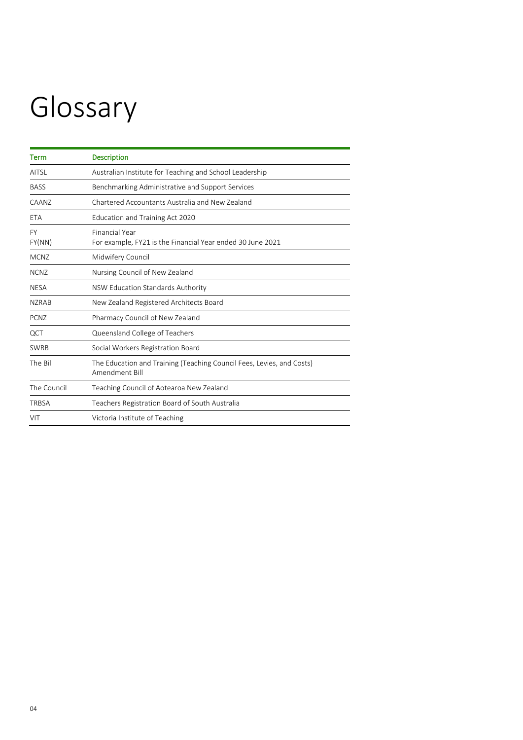# Glossary

| Term | Description |
| --- | --- |
| AITSL | Australian Institute for Teaching and School Leadership |
| BASS | Benchmarking Administrative and Support Services |
| CAANZ | Chartered Accountants Australia and New Zealand |
| ETA | Education and Training Act 2020 |
| FY<br>FY(NN) | Financial Year<br>For example, FY21 is the Financial Year ended 30 June 2021 |
| MCNZ | Midwifery Council |
| NCNZ | Nursing Council of New Zealand |
| NESA | NSW Education Standards Authority |
| NZRAB | New Zealand Registered Architects Board |
| PCNZ | Pharmacy Council of New Zealand |
| QCT | Queensland College of Teachers |
| SWRB | Social Workers Registration Board |
| The Bill | The Education and Training (Teaching Council Fees, Levies, and Costs) Amendment Bill |
| The Council | Teaching Council of Aotearoa New Zealand |
| TRBSA | Teachers Registration Board of South Australia |
| VIT | Victoria Institute of Teaching |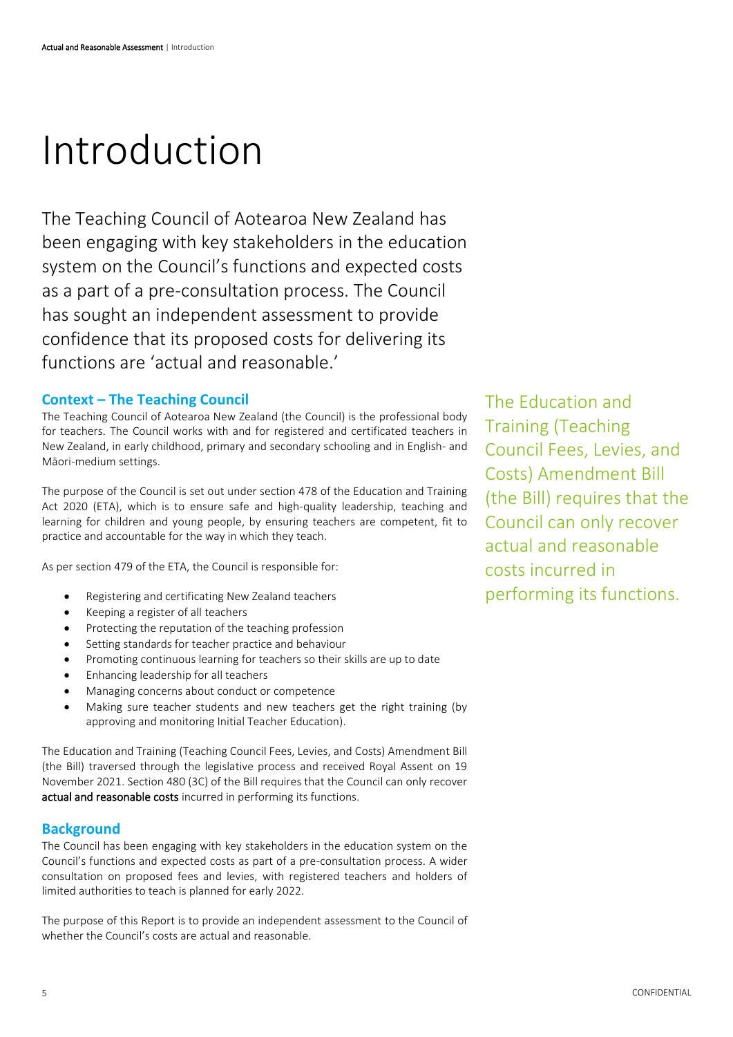# Introduction

The Teaching Council of Aotearoa New Zealand has been engaging with key stakeholders in the education system on the Council's functions and expected costs as a part of a pre-consultation process. The Council has sought an independent assessment to provide confidence that its proposed costs for delivering its functions are 'actual and reasonable.'

## Context – The Teaching Council

The Teaching Council of Aotearoa New Zealand (the Council) is the professional body for teachers. The Council works with and for registered and certificated teachers in New Zealand, in early childhood, primary and secondary schooling and in English- and Māori-medium settings.

The purpose of the Council is set out under section 478 of the Education and Training Act 2020 (ETA), which is to ensure safe and high-quality leadership, teaching and learning for children and young people, by ensuring teachers are competent, fit to practice and accountable for the way in which they teach.

As per section 479 of the ETA, the Council is responsible for:

- Registering and certificating New Zealand teachers
- Keeping a register of all teachers
- Protecting the reputation of the teaching profession
- Setting standards for teacher practice and behaviour
- Promoting continuous learning for teachers so their skills are up to date
- Enhancing leadership for all teachers
- Managing concerns about conduct or competence
- Making sure teacher students and new teachers get the right training (by approving and monitoring Initial Teacher Education).

The Education and Training (Teaching Council Fees, Levies, and Costs) Amendment Bill (the Bill) traversed through the legislative process and received Royal Assent on 19 November 2021. Section 480 (3C) of the Bill requires that the Council can only recover **actual and reasonable costs** incurred in performing its functions.

The Education and Training (Teaching Council Fees, Levies, and Costs) Amendment Bill (the Bill) requires that the Council can only recover actual and reasonable costs incurred in performing its functions.

## Background

The Council has been engaging with key stakeholders in the education system on the Council's functions and expected costs as part of a pre-consultation process. A wider consultation on proposed fees and levies, with registered teachers and holders of limited authorities to teach is planned for early 2022.

The purpose of this Report is to provide an independent assessment to the Council of whether the Council's costs are actual and reasonable.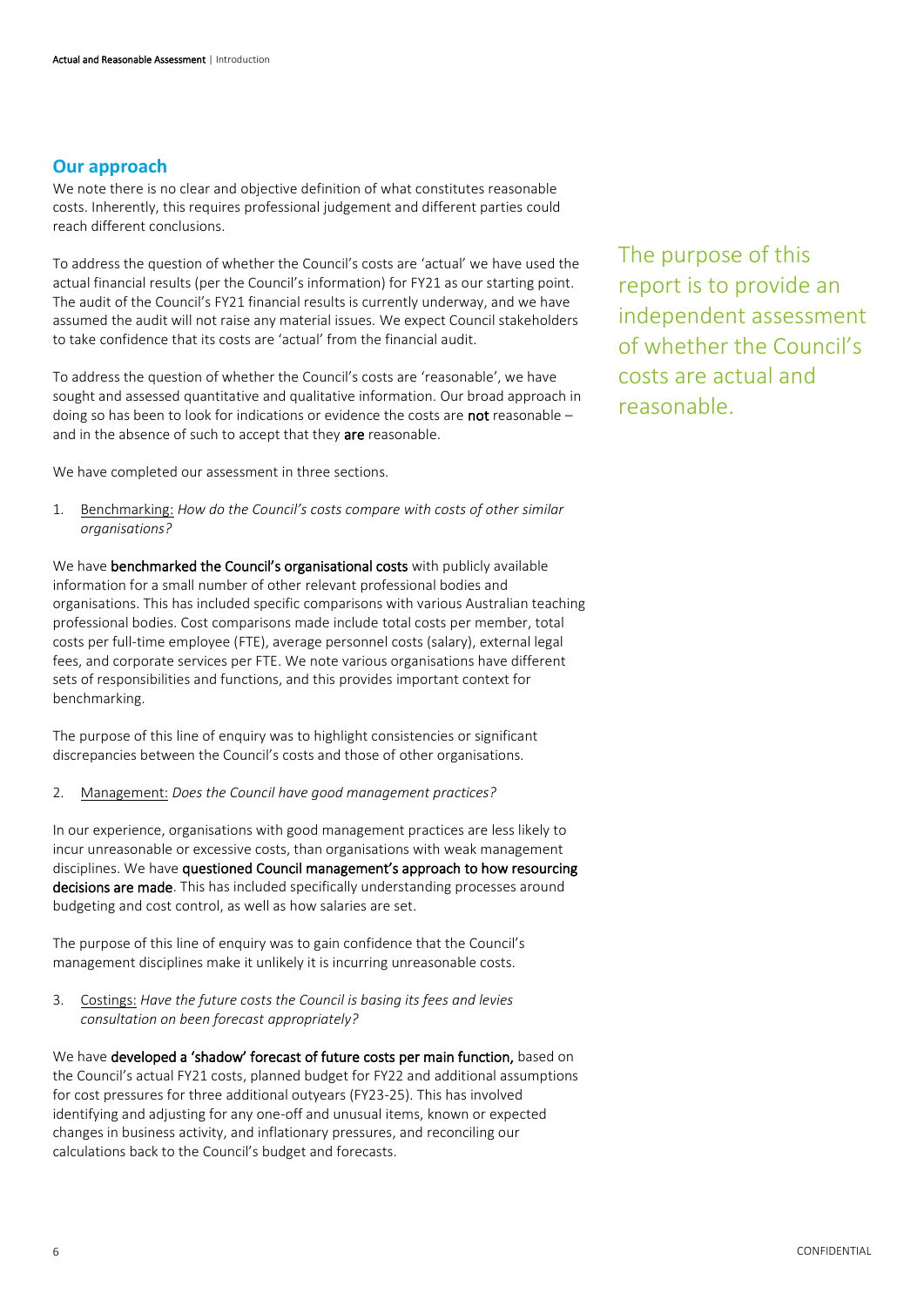## Our approach

We note there is no clear and objective definition of what constitutes reasonable costs. Inherently, this requires professional judgement and different parties could reach different conclusions.

To address the question of whether the Council's costs are 'actual' we have used the actual financial results (per the Council's information) for FY21 as our starting point. The audit of the Council's FY21 financial results is currently underway, and we have assumed the audit will not raise any material issues. We expect Council stakeholders to take confidence that its costs are 'actual' from the financial audit.

To address the question of whether the Council's costs are 'reasonable', we have sought and assessed quantitative and qualitative information. Our broad approach in doing so has been to look for indications or evidence the costs are **not** reasonable – and in the absence of such to accept that they **are** reasonable.

We have completed our assessment in three sections.

1. Benchmarking: *How do the Council's costs compare with costs of other similar organisations?*

We have **benchmarked the Council's organisational costs** with publicly available information for a small number of other relevant professional bodies and organisations. This has included specific comparisons with various Australian teaching professional bodies. Cost comparisons made include total costs per member, total costs per full-time employee (FTE), average personnel costs (salary), external legal fees, and corporate services per FTE. We note various organisations have different sets of responsibilities and functions, and this provides important context for benchmarking.

The purpose of this line of enquiry was to highlight consistencies or significant discrepancies between the Council's costs and those of other organisations.

2. Management: *Does the Council have good management practices?*

In our experience, organisations with good management practices are less likely to incur unreasonable or excessive costs, than organisations with weak management disciplines. We have **questioned Council management's approach to how resourcing decisions are made**. This has included specifically understanding processes around budgeting and cost control, as well as how salaries are set.

The purpose of this line of enquiry was to gain confidence that the Council's management disciplines make it unlikely it is incurring unreasonable costs.

3. Costings: *Have the future costs the Council is basing its fees and levies consultation on been forecast appropriately?*

We have **developed a 'shadow' forecast of future costs per main function,** based on the Council's actual FY21 costs, planned budget for FY22 and additional assumptions for cost pressures for three additional outyears (FY23-25). This has involved identifying and adjusting for any one-off and unusual items, known or expected changes in business activity, and inflationary pressures, and reconciling our calculations back to the Council's budget and forecasts.

The purpose of this report is to provide an independent assessment of whether the Council's costs are actual and reasonable.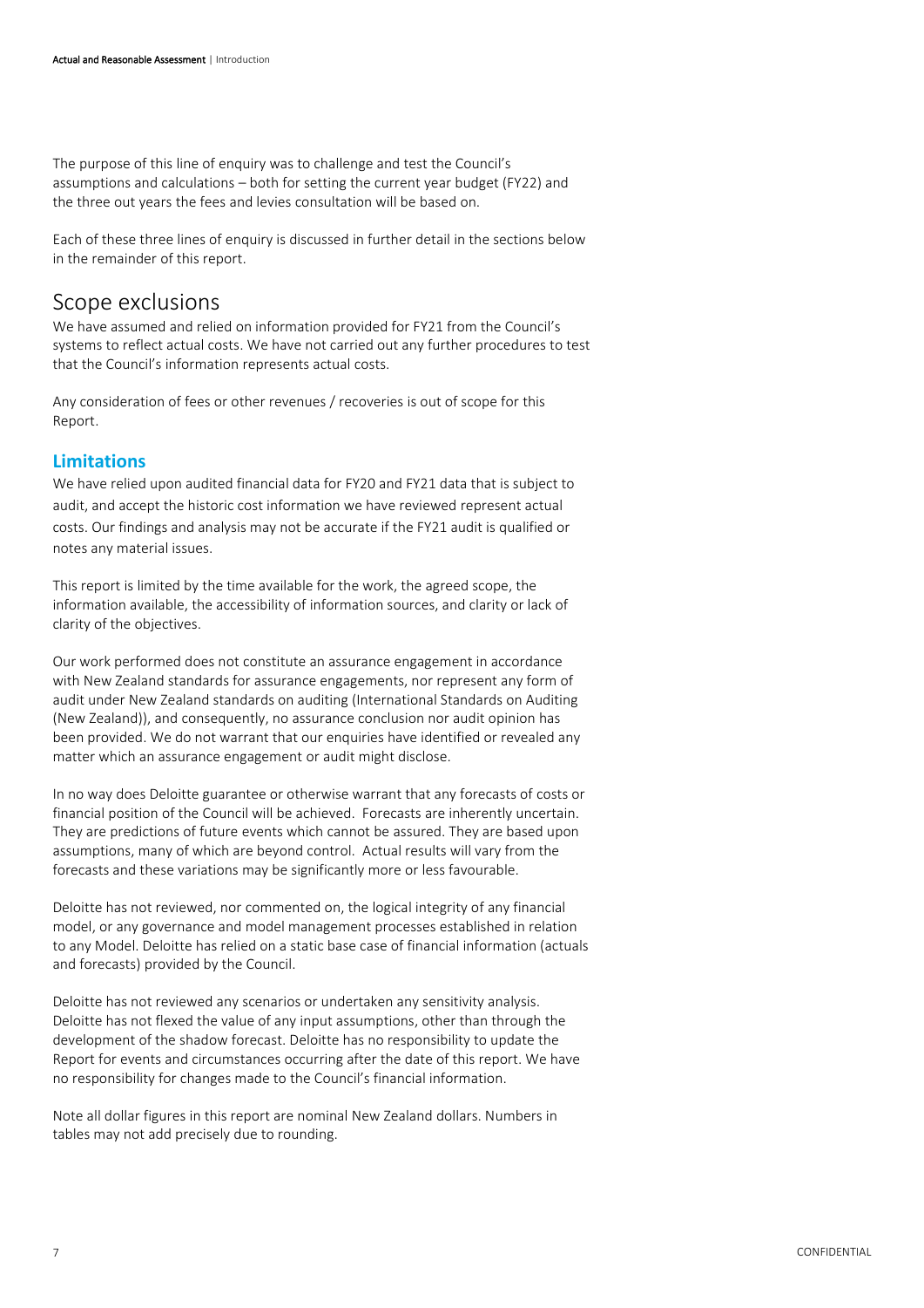The purpose of this line of enquiry was to challenge and test the Council's assumptions and calculations – both for setting the current year budget (FY22) and the three out years the fees and levies consultation will be based on.

Each of these three lines of enquiry is discussed in further detail in the sections below in the remainder of this report.

## Scope exclusions

We have assumed and relied on information provided for FY21 from the Council's systems to reflect actual costs. We have not carried out any further procedures to test that the Council's information represents actual costs.

Any consideration of fees or other revenues / recoveries is out of scope for this Report.

### Limitations

We have relied upon audited financial data for FY20 and FY21 data that is subject to audit, and accept the historic cost information we have reviewed represent actual costs. Our findings and analysis may not be accurate if the FY21 audit is qualified or notes any material issues.

This report is limited by the time available for the work, the agreed scope, the information available, the accessibility of information sources, and clarity or lack of clarity of the objectives.

Our work performed does not constitute an assurance engagement in accordance with New Zealand standards for assurance engagements, nor represent any form of audit under New Zealand standards on auditing (International Standards on Auditing (New Zealand)), and consequently, no assurance conclusion nor audit opinion has been provided. We do not warrant that our enquiries have identified or revealed any matter which an assurance engagement or audit might disclose.

In no way does Deloitte guarantee or otherwise warrant that any forecasts of costs or financial position of the Council will be achieved. Forecasts are inherently uncertain. They are predictions of future events which cannot be assured. They are based upon assumptions, many of which are beyond control. Actual results will vary from the forecasts and these variations may be significantly more or less favourable.

Deloitte has not reviewed, nor commented on, the logical integrity of any financial model, or any governance and model management processes established in relation to any Model. Deloitte has relied on a static base case of financial information (actuals and forecasts) provided by the Council.

Deloitte has not reviewed any scenarios or undertaken any sensitivity analysis. Deloitte has not flexed the value of any input assumptions, other than through the development of the shadow forecast. Deloitte has no responsibility to update the Report for events and circumstances occurring after the date of this report. We have no responsibility for changes made to the Council's financial information.

Note all dollar figures in this report are nominal New Zealand dollars. Numbers in tables may not add precisely due to rounding.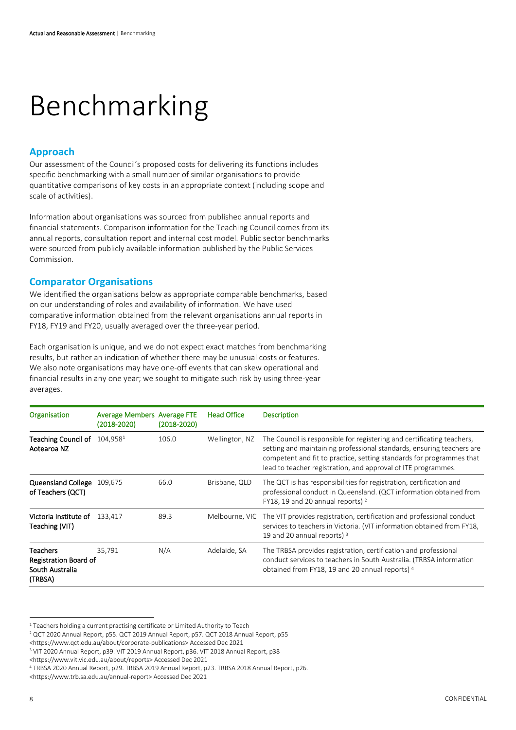# Benchmarking

## Approach

Our assessment of the Council's proposed costs for delivering its functions includes specific benchmarking with a small number of similar organisations to provide quantitative comparisons of key costs in an appropriate context (including scope and scale of activities).

Information about organisations was sourced from published annual reports and financial statements. Comparison information for the Teaching Council comes from its annual reports, consultation report and internal cost model. Public sector benchmarks were sourced from publicly available information published by the Public Services Commission.

## Comparator Organisations

We identified the organisations below as appropriate comparable benchmarks, based on our understanding of roles and availability of information. We have used comparative information obtained from the relevant organisations annual reports in FY18, FY19 and FY20, usually averaged over the three-year period.

Each organisation is unique, and we do not expect exact matches from benchmarking results, but rather an indication of whether there may be unusual costs or features. We also note organisations may have one-off events that can skew operational and financial results in any one year; we sought to mitigate such risk by using three-year averages.

| Organisation | Average Members (2018-2020) | Average FTE (2018-2020) | Head Office | Description |
|---|---|---|---|---|
| **Teaching Council of Aotearoa NZ** | 104,958[1] | 106.0 | Wellington, NZ | The Council is responsible for registering and certificating teachers, setting and maintaining professional standards, ensuring teachers are competent and fit to practice, setting standards for programmes that lead to teacher registration, and approval of ITE programmes. |
| **Queensland College of Teachers (QCT)** | 109,675 | 66.0 | Brisbane, QLD | The QCT is has responsibilities for registration, certification and professional conduct in Queensland. (QCT information obtained from FY18, 19 and 20 annual reports) [2] |
| **Victoria Institute of Teaching (VIT)** | 133,417 | 89.3 | Melbourne, VIC | The VIT provides registration, certification and professional conduct services to teachers in Victoria. (VIT information obtained from FY18, 19 and 20 annual reports) [3] |
| **Teachers Registration Board of South Australia (TRBSA)** | 35,791 | N/A | Adelaide, SA | The TRBSA provides registration, certification and professional conduct services to teachers in South Australia. (TRBSA information obtained from FY18, 19 and 20 annual reports) [4] |

[1] Teachers holding a current practising certificate or Limited Authority to Teach

[2] QCT 2020 Annual Report, p55. QCT 2019 Annual Report, p57. QCT 2018 Annual Report, p55 <https://www.qct.edu.au/about/corporate-publications> Accessed Dec 2021

[3] VIT 2020 Annual Report, p39. VIT 2019 Annual Report, p36. VIT 2018 Annual Report, p38 <https://www.vit.vic.edu.au/about/reports> Accessed Dec 2021

[4] TRBSA 2020 Annual Report, p29. TRBSA 2019 Annual Report, p23. TRBSA 2018 Annual Report, p26. <https://www.trb.sa.edu.au/annual-report> Accessed Dec 2021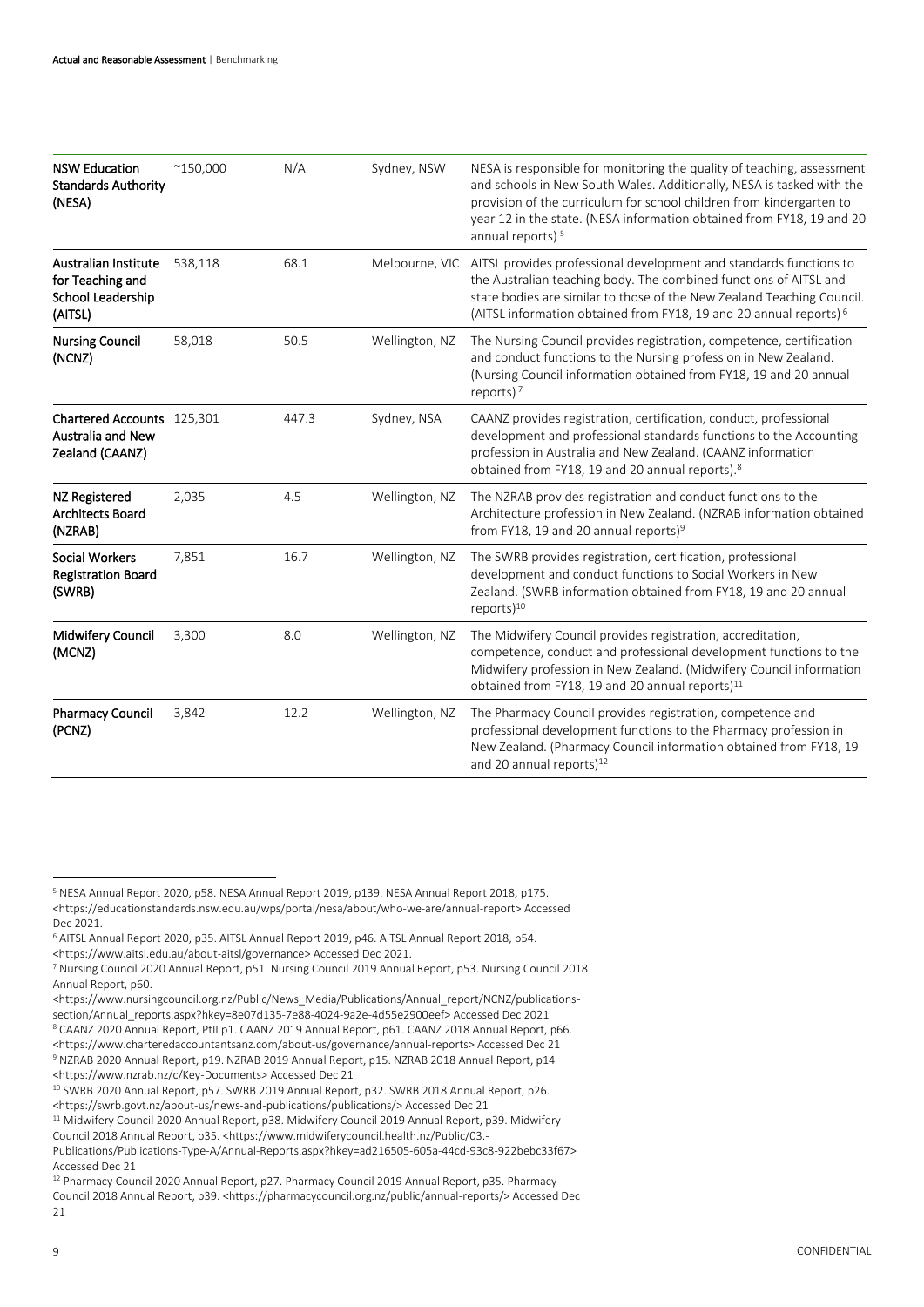| | | | | |
|---|---|---|---|---|
| **NSW Education Standards Authority (NESA)** | ~150,000 | N/A | Sydney, NSW | NESA is responsible for monitoring the quality of teaching, assessment and schools in New South Wales. Additionally, NESA is tasked with the provision of the curriculum for school children from kindergarten to year 12 in the state. (NESA information obtained from FY18, 19 and 20 annual reports) [5] |
| **Australian Institute for Teaching and School Leadership (AITSL)** | 538,118 | 68.1 | Melbourne, VIC | AITSL provides professional development and standards functions to the Australian teaching body. The combined functions of AITSL and state bodies are similar to those of the New Zealand Teaching Council. (AITSL information obtained from FY18, 19 and 20 annual reports) [6] |
| **Nursing Council (NCNZ)** | 58,018 | 50.5 | Wellington, NZ | The Nursing Council provides registration, competence, certification and conduct functions to the Nursing profession in New Zealand. (Nursing Council information obtained from FY18, 19 and 20 annual reports) [7] |
| **Chartered Accounts Australia and New Zealand (CAANZ)** | 125,301 | 447.3 | Sydney, NSA | CAANZ provides registration, certification, conduct, professional development and professional standards functions to the Accounting profession in Australia and New Zealand. (CAANZ information obtained from FY18, 19 and 20 annual reports).[8] |
| **NZ Registered Architects Board (NZRAB)** | 2,035 | 4.5 | Wellington, NZ | The NZRAB provides registration and conduct functions to the Architecture profession in New Zealand. (NZRAB information obtained from FY18, 19 and 20 annual reports)[9] |
| **Social Workers Registration Board (SWRB)** | 7,851 | 16.7 | Wellington, NZ | The SWRB provides registration, certification, professional development and conduct functions to Social Workers in New Zealand. (SWRB information obtained from FY18, 19 and 20 annual reports)[10] |
| **Midwifery Council (MCNZ)** | 3,300 | 8.0 | Wellington, NZ | The Midwifery Council provides registration, accreditation, competence, conduct and professional development functions to the Midwifery profession in New Zealand. (Midwifery Council information obtained from FY18, 19 and 20 annual reports)[11] |
| **Pharmacy Council (PCNZ)** | 3,842 | 12.2 | Wellington, NZ | The Pharmacy Council provides registration, competence and professional development functions to the Pharmacy profession in New Zealand. (Pharmacy Council information obtained from FY18, 19 and 20 annual reports)[12] |

[5] NESA Annual Report 2020, p58. NESA Annual Report 2019, p139. NESA Annual Report 2018, p175. <https://educationstandards.nsw.edu.au/wps/portal/nesa/about/who-we-are/annual-report> Accessed Dec 2021.

[6] AITSL Annual Report 2020, p35. AITSL Annual Report 2019, p46. AITSL Annual Report 2018, p54. <https://www.aitsl.edu.au/about-aitsl/governance> Accessed Dec 2021.

[7] Nursing Council 2020 Annual Report, p51. Nursing Council 2019 Annual Report, p53. Nursing Council 2018 Annual Report, p60. <https://www.nursingcouncil.org.nz/Public/News_Media/Publications/Annual_report/NCNZ/publications-section/Annual_reports.aspx?hkey=8e07d135-7e88-4024-9a2e-4d55e2900eef> Accessed Dec 2021

[8] CAANZ 2020 Annual Report, PtII p1. CAANZ 2019 Annual Report, p61. CAANZ 2018 Annual Report, p66. <https://www.charteredaccountantsanz.com/about-us/governance/annual-reports> Accessed Dec 21

[9] NZRAB 2020 Annual Report, p19. NZRAB 2019 Annual Report, p15. NZRAB 2018 Annual Report, p14 <https://www.nzrab.nz/c/Key-Documents> Accessed Dec 21

[10] SWRB 2020 Annual Report, p57. SWRB 2019 Annual Report, p32. SWRB 2018 Annual Report, p26. <https://swrb.govt.nz/about-us/news-and-publications/publications/> Accessed Dec 21

[11] Midwifery Council 2020 Annual Report, p38. Midwifery Council 2019 Annual Report, p39. Midwifery Council 2018 Annual Report, p35. <https://www.midwiferycouncil.health.nz/Public/03.-Publications/Publications-Type-A/Annual-Reports.aspx?hkey=ad216505-605a-44cd-93c8-922bebc33f67> Accessed Dec 21

[12] Pharmacy Council 2020 Annual Report, p27. Pharmacy Council 2019 Annual Report, p35. Pharmacy Council 2018 Annual Report, p39. <https://pharmacycouncil.org.nz/public/annual-reports/> Accessed Dec 21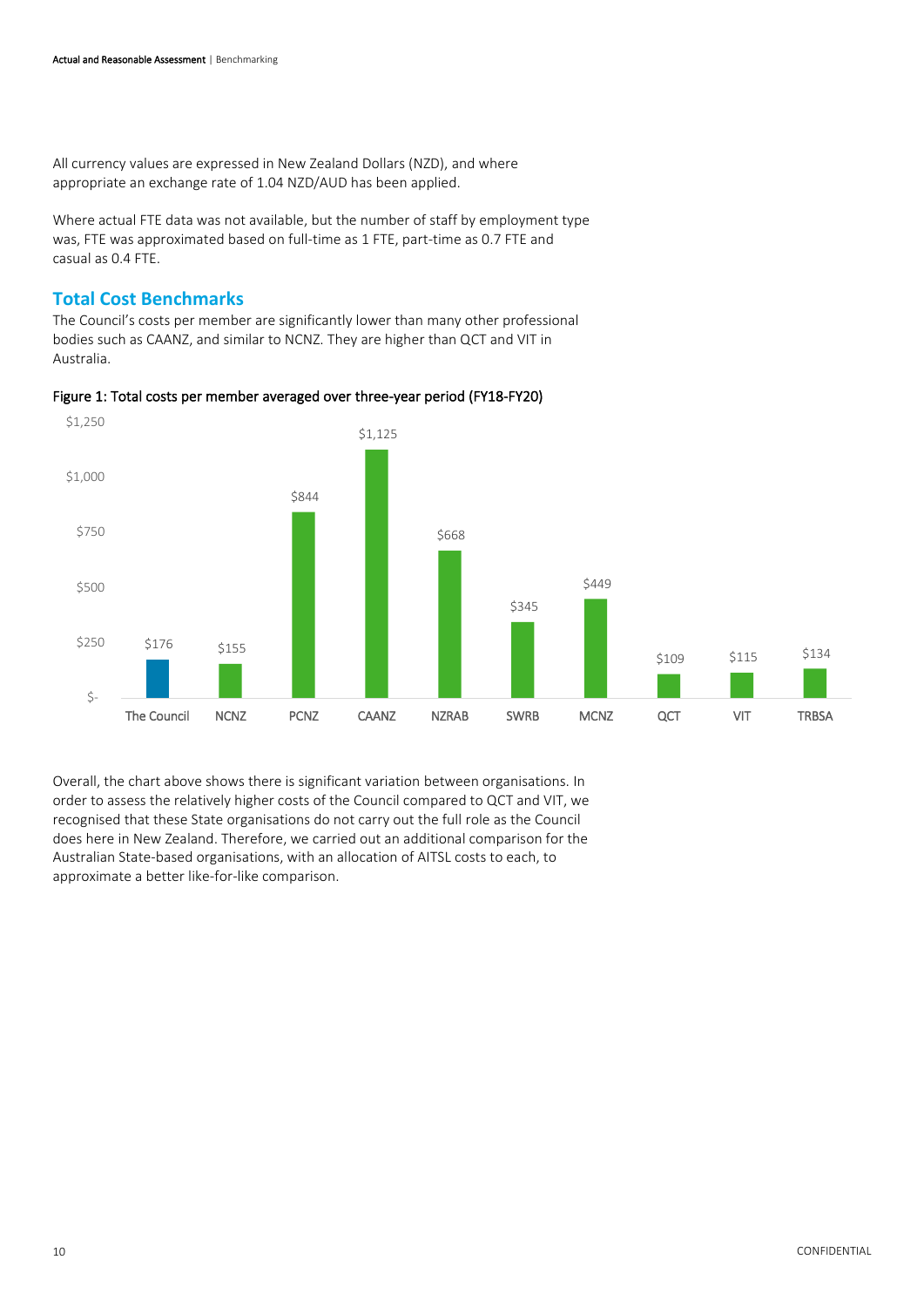All currency values are expressed in New Zealand Dollars (NZD), and where appropriate an exchange rate of 1.04 NZD/AUD has been applied.

Where actual FTE data was not available, but the number of staff by employment type was, FTE was approximated based on full-time as 1 FTE, part-time as 0.7 FTE and casual as 0.4 FTE.

## Total Cost Benchmarks

The Council's costs per member are significantly lower than many other professional bodies such as CAANZ, and similar to NCNZ. They are higher than QCT and VIT in Australia.

Figure 1: Total costs per member averaged over three-year period (FY18-FY20)

| Organisation | Total cost per member |
|---|---|
| The Council | $176 |
| NCNZ | $155 |
| PCNZ | $844 |
| CAANZ | $1,125 |
| NZRAB | $668 |
| SWRB | $345 |
| MCNZ | $449 |
| QCT | $109 |
| VIT | $115 |
| TRBSA | $134 |

Overall, the chart above shows there is significant variation between organisations. In order to assess the relatively higher costs of the Council compared to QCT and VIT, we recognised that these State organisations do not carry out the full role as the Council does here in New Zealand. Therefore, we carried out an additional comparison for the Australian State-based organisations, with an allocation of AITSL costs to each, to approximate a better like-for-like comparison.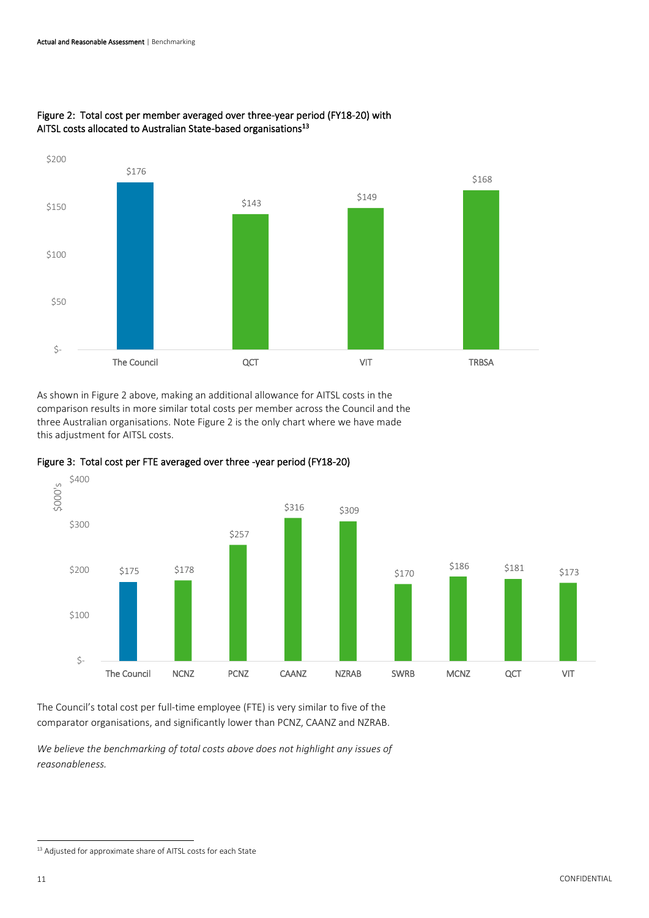Figure 2: Total cost per member averaged over three-year period (FY18-20) with AITSL costs allocated to Australian State-based organisations[13]

| | The Council | QCT | VIT | TRBSA |
|---|---|---|---|---|
| Total cost per member | $176 | $143 | $149 | $168 |

As shown in Figure 2 above, making an additional allowance for AITSL costs in the comparison results in more similar total costs per member across the Council and the three Australian organisations. Note Figure 2 is the only chart where we have made this adjustment for AITSL costs.

Figure 3: Total cost per FTE averaged over three -year period (FY18-20)

| $000's | The Council | NCNZ | PCNZ | CAANZ | NZRAB | SWRB | MCNZ | QCT | VIT |
|---|---|---|---|---|---|---|---|---|---|
| Total cost per FTE | $175 | $178 | $257 | $316 | $309 | $170 | $186 | $181 | $173 |

The Council's total cost per full-time employee (FTE) is very similar to five of the comparator organisations, and significantly lower than PCNZ, CAANZ and NZRAB.

*We believe the benchmarking of total costs above does not highlight any issues of reasonableness.*

---

[13] Adjusted for approximate share of AITSL costs for each State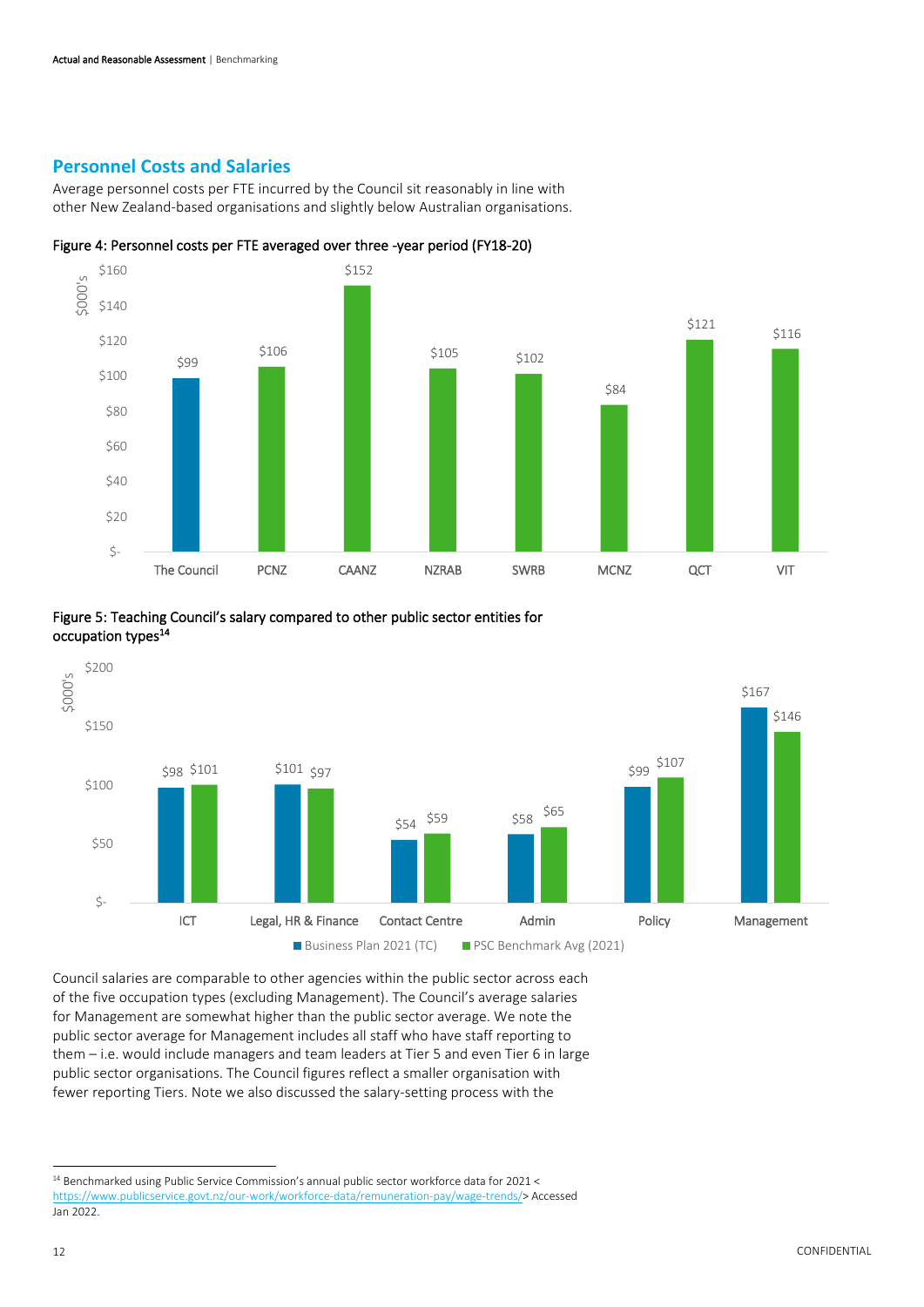## Personnel Costs and Salaries

Average personnel costs per FTE incurred by the Council sit reasonably in line with other New Zealand-based organisations and slightly below Australian organisations.

Figure 4: Personnel costs per FTE averaged over three -year period (FY18-20)

| Organisation | $000's |
|---|---|
| The Council | $99 |
| PCNZ | $106 |
| CAANZ | $152 |
| NZRAB | $105 |
| SWRB | $102 |
| MCNZ | $84 |
| QCT | $121 |
| VIT | $116 |

Figure 5: Teaching Council's salary compared to other public sector entities for occupation types[14]

| Occupation type ($000's) | Business Plan 2021 (TC) | PSC Benchmark Avg (2021) |
|---|---|---|
| ICT | $98 | $101 |
| Legal, HR & Finance | $101 | $97 |
| Contact Centre | $54 | $59 |
| Admin | $58 | $65 |
| Policy | $99 | $107 |
| Management | $167 | $146 |

Council salaries are comparable to other agencies within the public sector across each of the five occupation types (excluding Management). The Council's average salaries for Management are somewhat higher than the public sector average. We note the public sector average for Management includes all staff who have staff reporting to them – i.e. would include managers and team leaders at Tier 5 and even Tier 6 in large public sector organisations. The Council figures reflect a smaller organisation with fewer reporting Tiers. Note we also discussed the salary-setting process with the

[14] Benchmarked using Public Service Commission's annual public sector workforce data for 2021 < https://www.publicservice.govt.nz/our-work/workforce-data/remuneration-pay/wage-trends/> Accessed Jan 2022.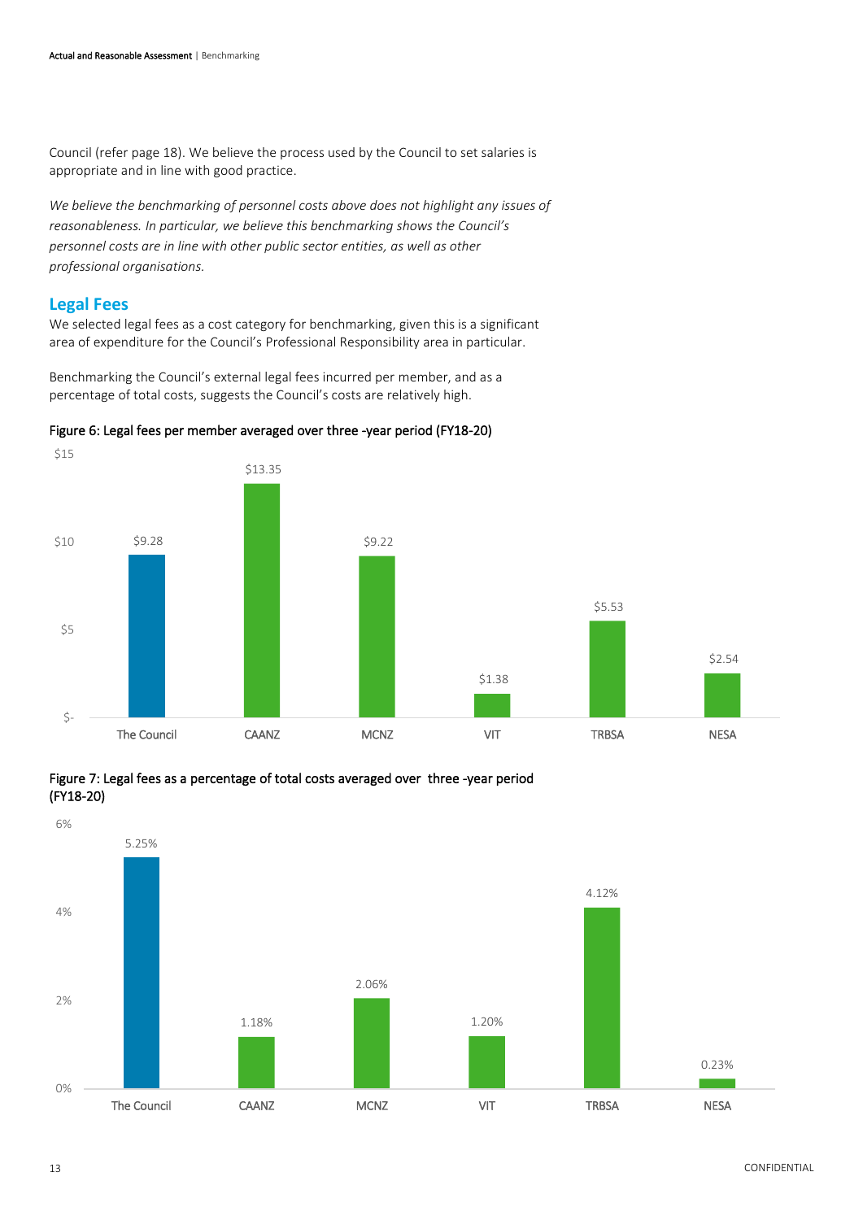Council (refer page 18). We believe the process used by the Council to set salaries is appropriate and in line with good practice.

*We believe the benchmarking of personnel costs above does not highlight any issues of reasonableness. In particular, we believe this benchmarking shows the Council's personnel costs are in line with other public sector entities, as well as other professional organisations.*

## Legal Fees

We selected legal fees as a cost category for benchmarking, given this is a significant area of expenditure for the Council's Professional Responsibility area in particular.

Benchmarking the Council's external legal fees incurred per member, and as a percentage of total costs, suggests the Council's costs are relatively high.

Figure 6: Legal fees per member averaged over three -year period (FY18-20)

| The Council | CAANZ | MCNZ | VIT | TRBSA | NESA |
|---|---|---|---|---|---|
| $9.28 | $13.35 | $9.22 | $1.38 | $5.53 | $2.54 |

Figure 7: Legal fees as a percentage of total costs averaged over three -year period (FY18-20)

| The Council | CAANZ | MCNZ | VIT | TRBSA | NESA |
|---|---|---|---|---|---|
| 5.25% | 1.18% | 2.06% | 1.20% | 4.12% | 0.23% |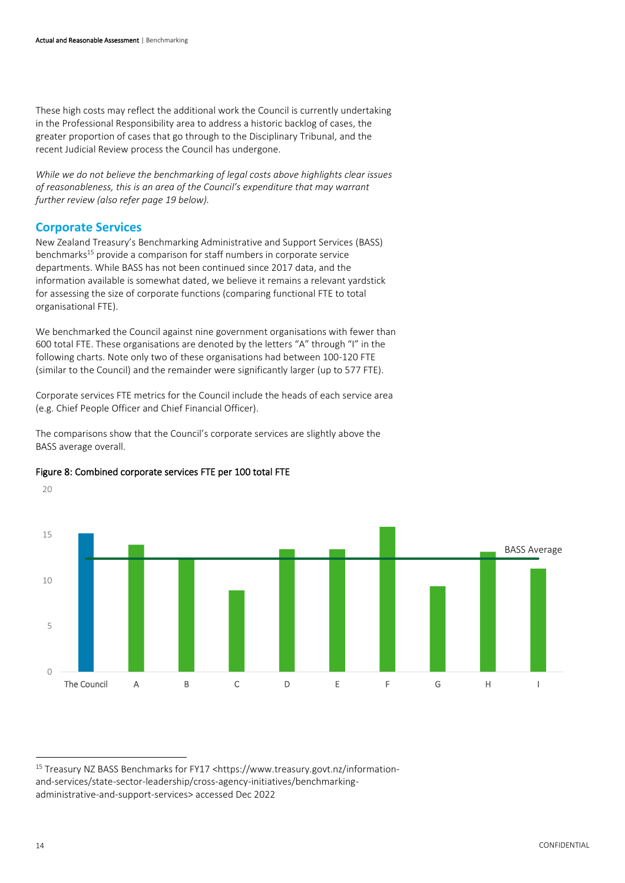These high costs may reflect the additional work the Council is currently undertaking in the Professional Responsibility area to address a historic backlog of cases, the greater proportion of cases that go through to the Disciplinary Tribunal, and the recent Judicial Review process the Council has undergone.

*While we do not believe the benchmarking of legal costs above highlights clear issues of reasonableness, this is an area of the Council's expenditure that may warrant further review (also refer page 19 below).*

## Corporate Services

New Zealand Treasury's Benchmarking Administrative and Support Services (BASS) benchmarks[15] provide a comparison for staff numbers in corporate service departments. While BASS has not been continued since 2017 data, and the information available is somewhat dated, we believe it remains a relevant yardstick for assessing the size of corporate functions (comparing functional FTE to total organisational FTE).

We benchmarked the Council against nine government organisations with fewer than 600 total FTE. These organisations are denoted by the letters "A" through "I" in the following charts. Note only two of these organisations had between 100-120 FTE (similar to the Council) and the remainder were significantly larger (up to 577 FTE).

Corporate services FTE metrics for the Council include the heads of each service area (e.g. Chief People Officer and Chief Financial Officer).

The comparisons show that the Council's corporate services are slightly above the BASS average overall.

Figure 8: Combined corporate services FTE per 100 total FTE

[15] Treasury NZ BASS Benchmarks for FY17 <https://www.treasury.govt.nz/information-and-services/state-sector-leadership/cross-agency-initiatives/benchmarking-administrative-and-support-services> accessed Dec 2022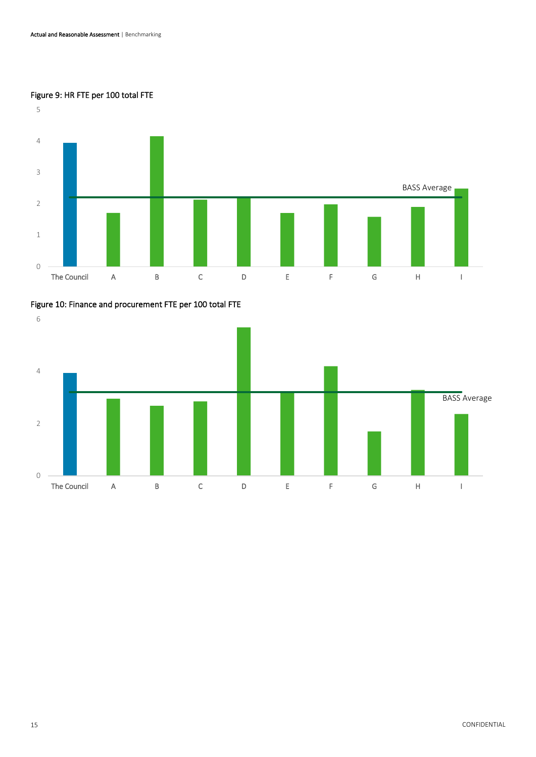Figure 9: HR FTE per 100 total FTE

Figure 10: Finance and procurement FTE per 100 total FTE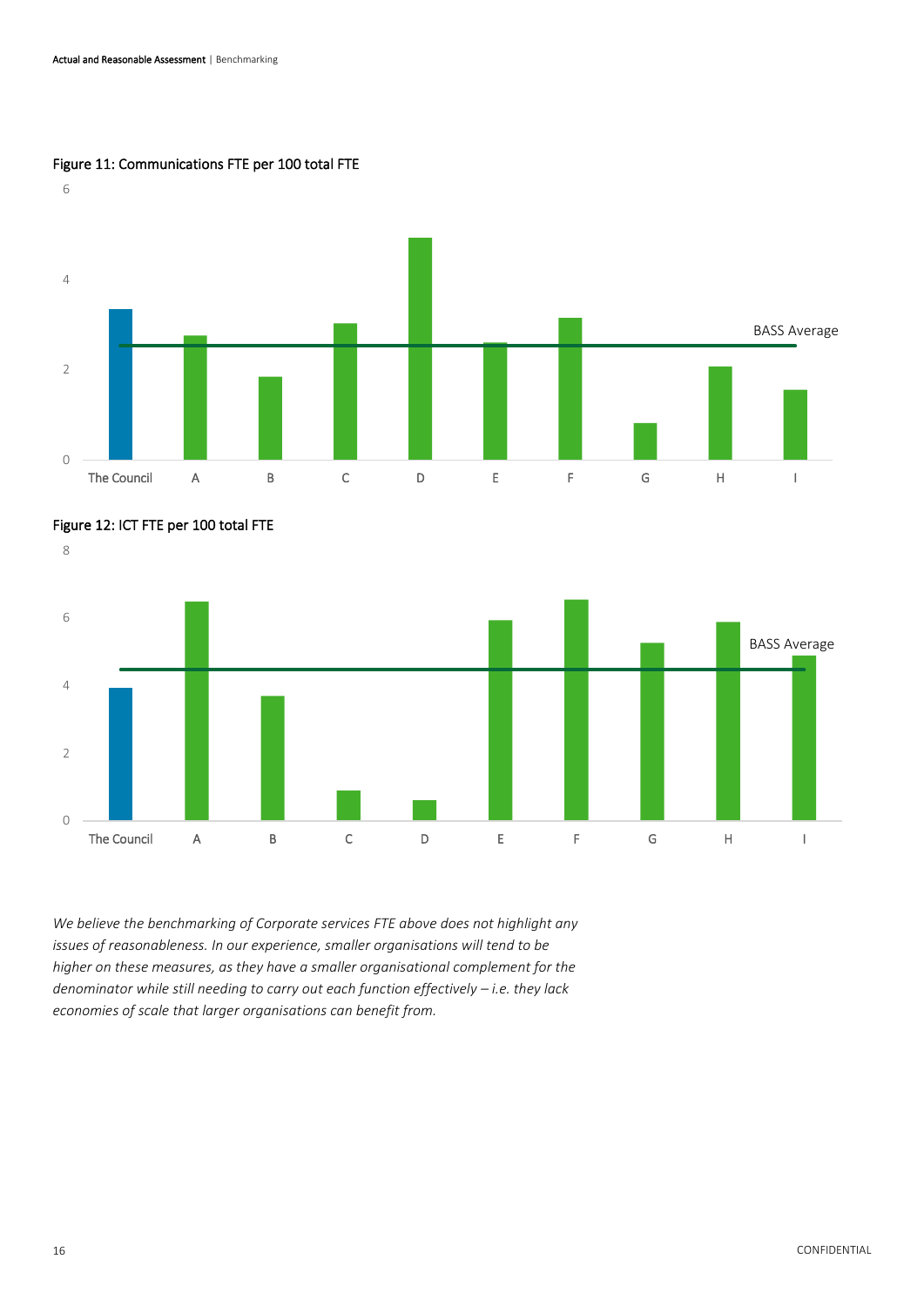Figure 11: Communications FTE per 100 total FTE

Figure 12: ICT FTE per 100 total FTE

*We believe the benchmarking of Corporate services FTE above does not highlight any issues of reasonableness. In our experience, smaller organisations will tend to be higher on these measures, as they have a smaller organisational complement for the denominator while still needing to carry out each function effectively – i.e. they lack economies of scale that larger organisations can benefit from.*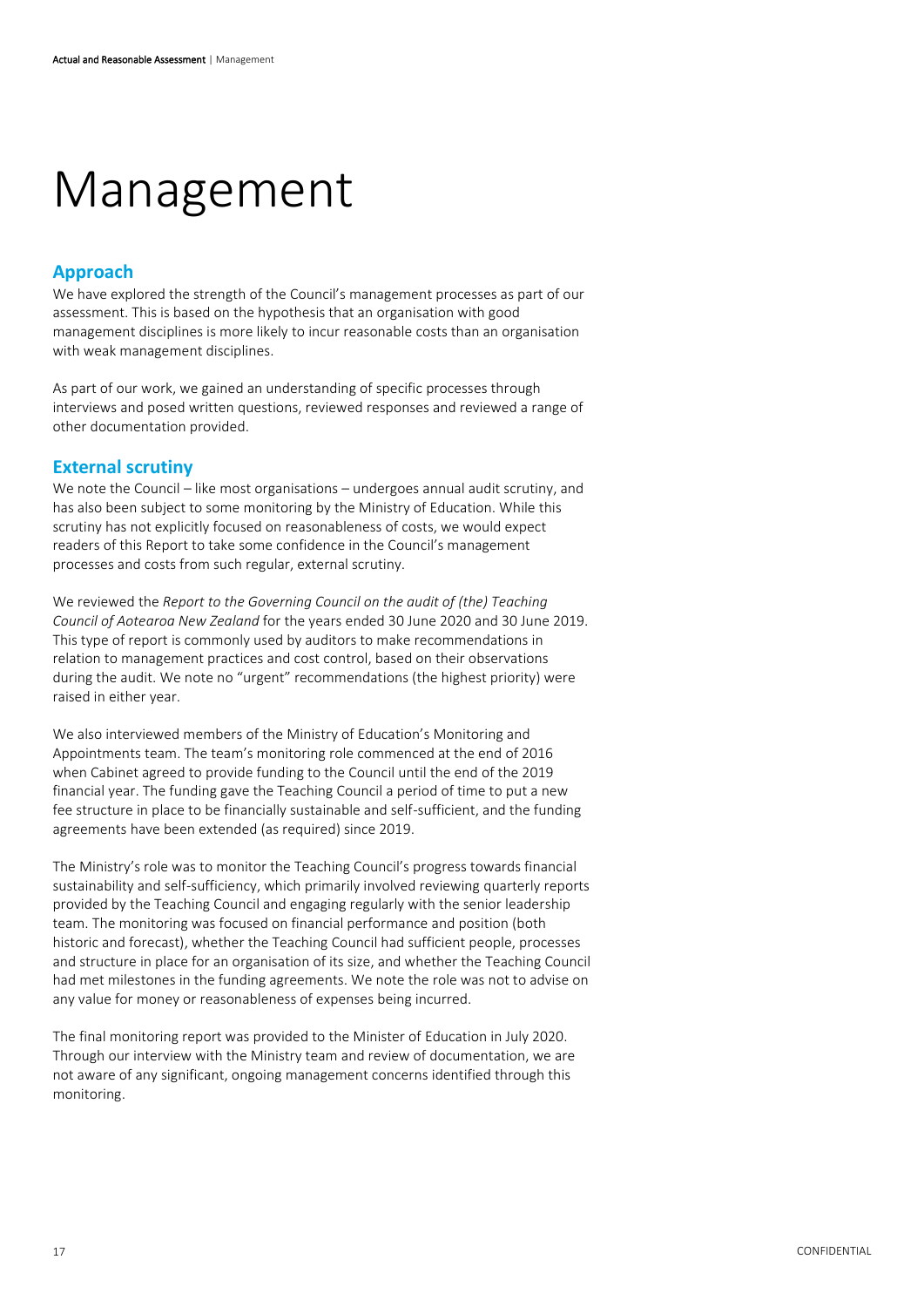# Management

## Approach

We have explored the strength of the Council's management processes as part of our assessment. This is based on the hypothesis that an organisation with good management disciplines is more likely to incur reasonable costs than an organisation with weak management disciplines.

As part of our work, we gained an understanding of specific processes through interviews and posed written questions, reviewed responses and reviewed a range of other documentation provided.

## External scrutiny

We note the Council – like most organisations – undergoes annual audit scrutiny, and has also been subject to some monitoring by the Ministry of Education. While this scrutiny has not explicitly focused on reasonableness of costs, we would expect readers of this Report to take some confidence in the Council's management processes and costs from such regular, external scrutiny.

We reviewed the *Report to the Governing Council on the audit of (the) Teaching Council of Aotearoa New Zealand* for the years ended 30 June 2020 and 30 June 2019. This type of report is commonly used by auditors to make recommendations in relation to management practices and cost control, based on their observations during the audit. We note no "urgent" recommendations (the highest priority) were raised in either year.

We also interviewed members of the Ministry of Education's Monitoring and Appointments team. The team's monitoring role commenced at the end of 2016 when Cabinet agreed to provide funding to the Council until the end of the 2019 financial year. The funding gave the Teaching Council a period of time to put a new fee structure in place to be financially sustainable and self-sufficient, and the funding agreements have been extended (as required) since 2019.

The Ministry's role was to monitor the Teaching Council's progress towards financial sustainability and self-sufficiency, which primarily involved reviewing quarterly reports provided by the Teaching Council and engaging regularly with the senior leadership team. The monitoring was focused on financial performance and position (both historic and forecast), whether the Teaching Council had sufficient people, processes and structure in place for an organisation of its size, and whether the Teaching Council had met milestones in the funding agreements. We note the role was not to advise on any value for money or reasonableness of expenses being incurred.

The final monitoring report was provided to the Minister of Education in July 2020. Through our interview with the Ministry team and review of documentation, we are not aware of any significant, ongoing management concerns identified through this monitoring.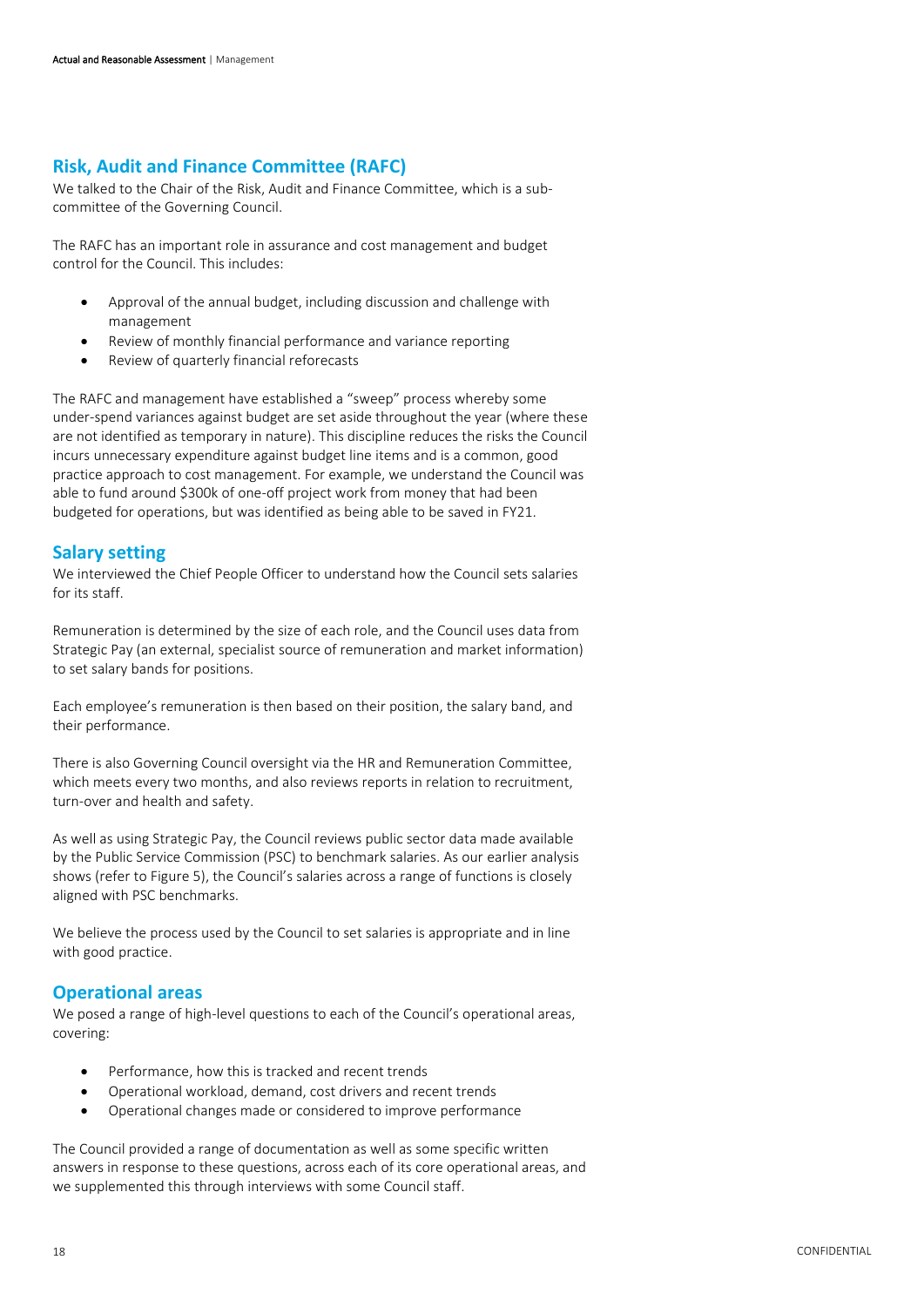## Risk, Audit and Finance Committee (RAFC)

We talked to the Chair of the Risk, Audit and Finance Committee, which is a sub-committee of the Governing Council.

The RAFC has an important role in assurance and cost management and budget control for the Council. This includes:

- Approval of the annual budget, including discussion and challenge with management
- Review of monthly financial performance and variance reporting
- Review of quarterly financial reforecasts

The RAFC and management have established a "sweep" process whereby some under-spend variances against budget are set aside throughout the year (where these are not identified as temporary in nature). This discipline reduces the risks the Council incurs unnecessary expenditure against budget line items and is a common, good practice approach to cost management. For example, we understand the Council was able to fund around $300k of one-off project work from money that had been budgeted for operations, but was identified as being able to be saved in FY21.

## Salary setting

We interviewed the Chief People Officer to understand how the Council sets salaries for its staff.

Remuneration is determined by the size of each role, and the Council uses data from Strategic Pay (an external, specialist source of remuneration and market information) to set salary bands for positions.

Each employee's remuneration is then based on their position, the salary band, and their performance.

There is also Governing Council oversight via the HR and Remuneration Committee, which meets every two months, and also reviews reports in relation to recruitment, turn-over and health and safety.

As well as using Strategic Pay, the Council reviews public sector data made available by the Public Service Commission (PSC) to benchmark salaries. As our earlier analysis shows (refer to Figure 5), the Council's salaries across a range of functions is closely aligned with PSC benchmarks.

We believe the process used by the Council to set salaries is appropriate and in line with good practice.

## Operational areas

We posed a range of high-level questions to each of the Council's operational areas, covering:

- Performance, how this is tracked and recent trends
- Operational workload, demand, cost drivers and recent trends
- Operational changes made or considered to improve performance

The Council provided a range of documentation as well as some specific written answers in response to these questions, across each of its core operational areas, and we supplemented this through interviews with some Council staff.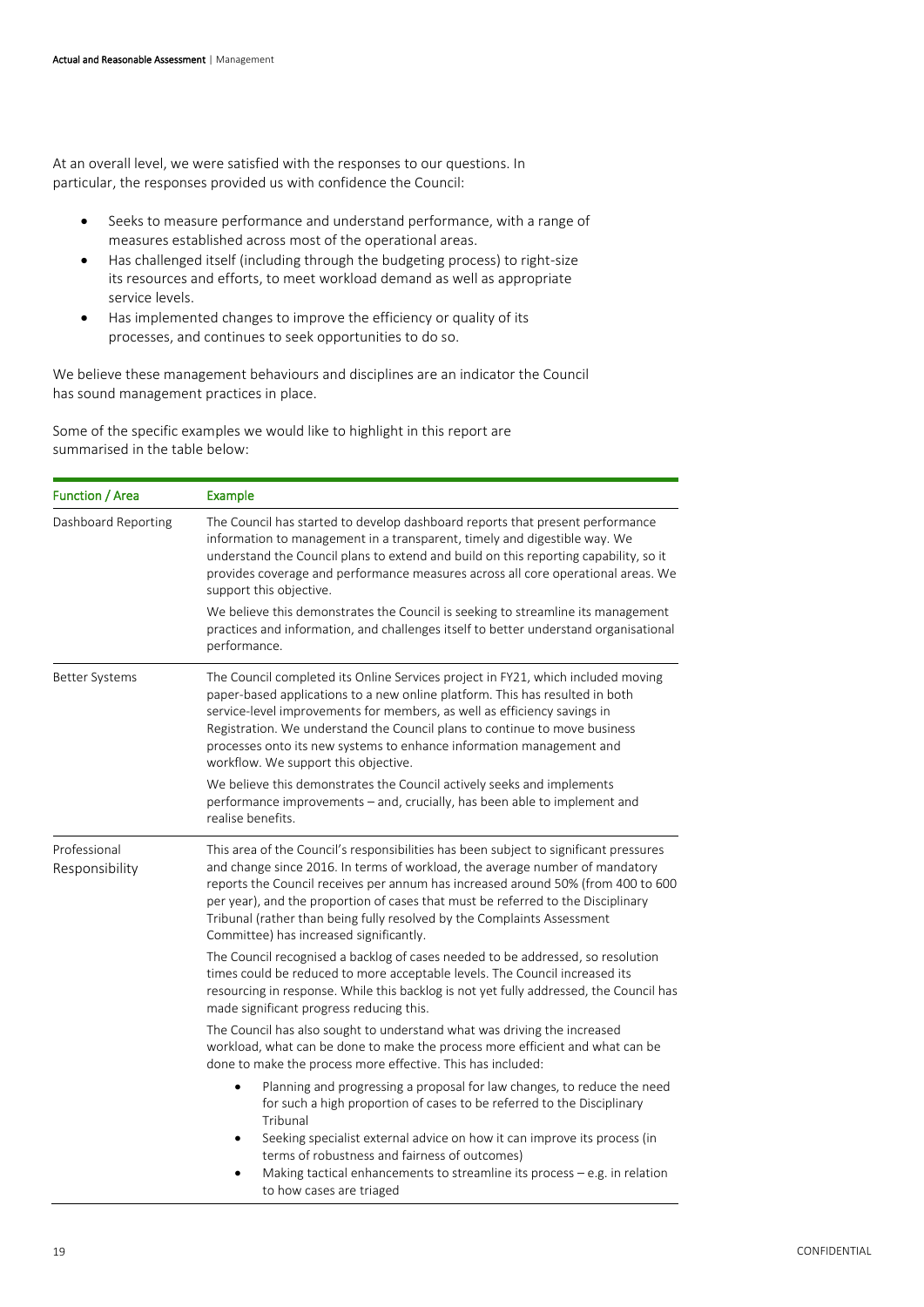At an overall level, we were satisfied with the responses to our questions. In particular, the responses provided us with confidence the Council:

- Seeks to measure performance and understand performance, with a range of measures established across most of the operational areas.
- Has challenged itself (including through the budgeting process) to right-size its resources and efforts, to meet workload demand as well as appropriate service levels.
- Has implemented changes to improve the efficiency or quality of its processes, and continues to seek opportunities to do so.

We believe these management behaviours and disciplines are an indicator the Council has sound management practices in place.

Some of the specific examples we would like to highlight in this report are summarised in the table below:

| Function / Area | Example |
|---|---|
| Dashboard Reporting | The Council has started to develop dashboard reports that present performance information to management in a transparent, timely and digestible way. We understand the Council plans to extend and build on this reporting capability, so it provides coverage and performance measures across all core operational areas. We support this objective.<br><br>We believe this demonstrates the Council is seeking to streamline its management practices and information, and challenges itself to better understand organisational performance. |
| Better Systems | The Council completed its Online Services project in FY21, which included moving paper-based applications to a new online platform. This has resulted in both service-level improvements for members, as well as efficiency savings in Registration. We understand the Council plans to continue to move business processes onto its new systems to enhance information management and workflow. We support this objective.<br><br>We believe this demonstrates the Council actively seeks and implements performance improvements – and, crucially, has been able to implement and realise benefits. |
| Professional Responsibility | This area of the Council's responsibilities has been subject to significant pressures and change since 2016. In terms of workload, the average number of mandatory reports the Council receives per annum has increased around 50% (from 400 to 600 per year), and the proportion of cases that must be referred to the Disciplinary Tribunal (rather than being fully resolved by the Complaints Assessment Committee) has increased significantly.<br><br>The Council recognised a backlog of cases needed to be addressed, so resolution times could be reduced to more acceptable levels. The Council increased its resourcing in response. While this backlog is not yet fully addressed, the Council has made significant progress reducing this.<br><br>The Council has also sought to understand what was driving the increased workload, what can be done to make the process more efficient and what can be done to make the process more effective. This has included:<br><br>• Planning and progressing a proposal for law changes, to reduce the need for such a high proportion of cases to be referred to the Disciplinary Tribunal<br>• Seeking specialist external advice on how it can improve its process (in terms of robustness and fairness of outcomes)<br>• Making tactical enhancements to streamline its process – e.g. in relation to how cases are triaged |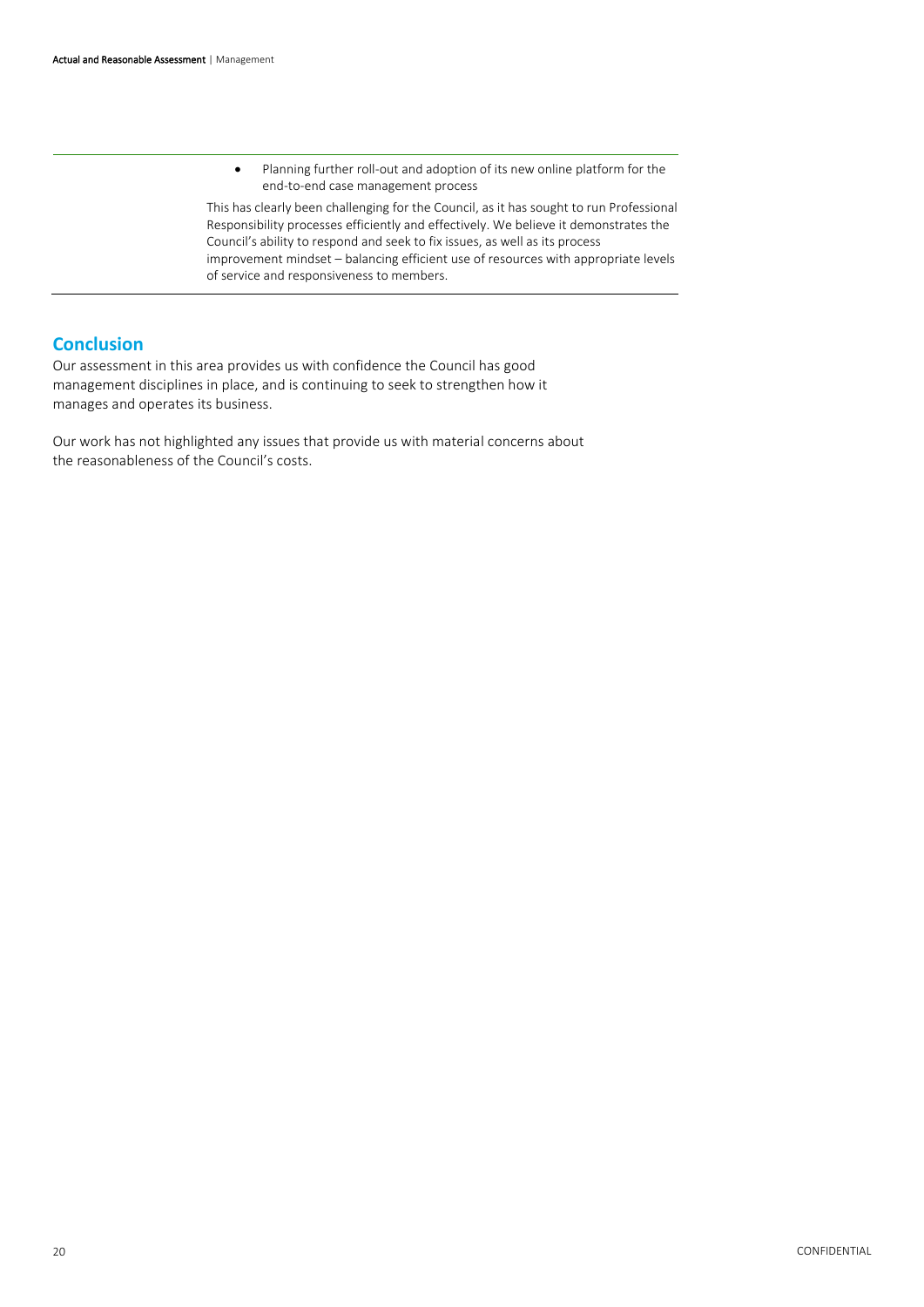- Planning further roll-out and adoption of its new online platform for the end-to-end case management process

This has clearly been challenging for the Council, as it has sought to run Professional Responsibility processes efficiently and effectively. We believe it demonstrates the Council's ability to respond and seek to fix issues, as well as its process improvement mindset – balancing efficient use of resources with appropriate levels of service and responsiveness to members.

## Conclusion

Our assessment in this area provides us with confidence the Council has good management disciplines in place, and is continuing to seek to strengthen how it manages and operates its business.

Our work has not highlighted any issues that provide us with material concerns about the reasonableness of the Council's costs.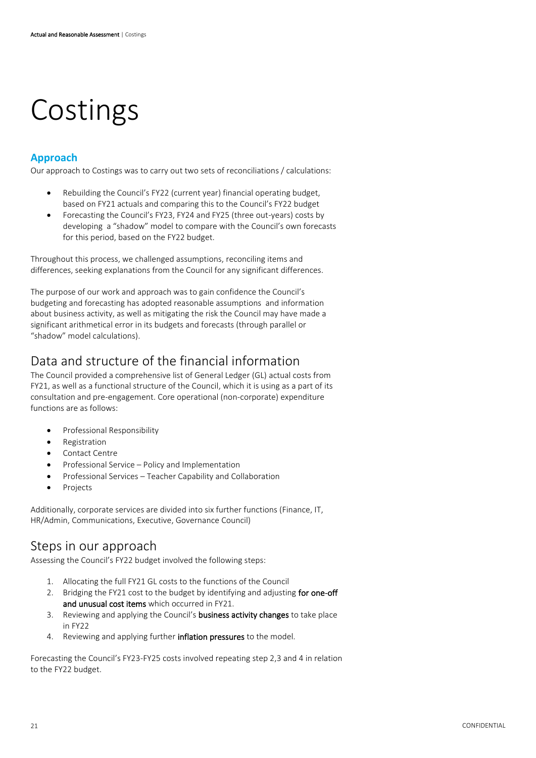# Costings

## Approach

Our approach to Costings was to carry out two sets of reconciliations / calculations:

- Rebuilding the Council's FY22 (current year) financial operating budget, based on FY21 actuals and comparing this to the Council's FY22 budget
- Forecasting the Council's FY23, FY24 and FY25 (three out-years) costs by developing a "shadow" model to compare with the Council's own forecasts for this period, based on the FY22 budget.

Throughout this process, we challenged assumptions, reconciling items and differences, seeking explanations from the Council for any significant differences.

The purpose of our work and approach was to gain confidence the Council's budgeting and forecasting has adopted reasonable assumptions and information about business activity, as well as mitigating the risk the Council may have made a significant arithmetical error in its budgets and forecasts (through parallel or "shadow" model calculations).

## Data and structure of the financial information

The Council provided a comprehensive list of General Ledger (GL) actual costs from FY21, as well as a functional structure of the Council, which it is using as a part of its consultation and pre-engagement. Core operational (non-corporate) expenditure functions are as follows:

- Professional Responsibility
- Registration
- Contact Centre
- Professional Service – Policy and Implementation
- Professional Services – Teacher Capability and Collaboration
- Projects

Additionally, corporate services are divided into six further functions (Finance, IT, HR/Admin, Communications, Executive, Governance Council)

## Steps in our approach

Assessing the Council's FY22 budget involved the following steps:

1. Allocating the full FY21 GL costs to the functions of the Council
2. Bridging the FY21 cost to the budget by identifying and adjusting **for one-off and unusual cost items** which occurred in FY21.
3. Reviewing and applying the Council's **business activity changes** to take place in FY22
4. Reviewing and applying further **inflation pressures** to the model.

Forecasting the Council's FY23-FY25 costs involved repeating step 2,3 and 4 in relation to the FY22 budget.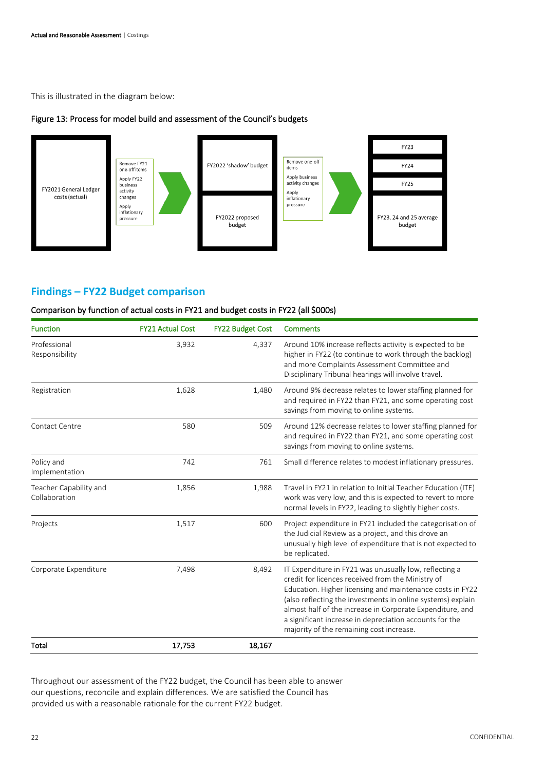This is illustrated in the diagram below:

**Figure 13: Process for model build and assessment of the Council's budgets**

FY2021 General Ledger costs (actual)

- Remove FY21 one-off items
- Apply FY22 business activity changes
- Apply inflationary pressure

FY2022 'shadow' budget

FY2022 proposed budget

- Remove one-off items
- Apply business activity changes
- Apply inflationary pressure

FY23

FY24

FY25

FY23, 24 and 25 average budget

## Findings – FY22 Budget comparison

**Comparison by function of actual costs in FY21 and budget costs in FY22 (all $000s)**

| Function | FY21 Actual Cost | FY22 Budget Cost | Comments |
|---|---|---|---|
| Professional Responsibility | 3,932 | 4,337 | Around 10% increase reflects activity is expected to be higher in FY22 (to continue to work through the backlog) and more Complaints Assessment Committee and Disciplinary Tribunal hearings will involve travel. |
| Registration | 1,628 | 1,480 | Around 9% decrease relates to lower staffing planned for and required in FY22 than FY21, and some operating cost savings from moving to online systems. |
| Contact Centre | 580 | 509 | Around 12% decrease relates to lower staffing planned for and required in FY22 than FY21, and some operating cost savings from moving to online systems. |
| Policy and Implementation | 742 | 761 | Small difference relates to modest inflationary pressures. |
| Teacher Capability and Collaboration | 1,856 | 1,988 | Travel in FY21 in relation to Initial Teacher Education (ITE) work was very low, and this is expected to revert to more normal levels in FY22, leading to slightly higher costs. |
| Projects | 1,517 | 600 | Project expenditure in FY21 included the categorisation of the Judicial Review as a project, and this drove an unusually high level of expenditure that is not expected to be replicated. |
| Corporate Expenditure | 7,498 | 8,492 | IT Expenditure in FY21 was unusually low, reflecting a credit for licences received from the Ministry of Education. Higher licensing and maintenance costs in FY22 (also reflecting the investments in online systems) explain almost half of the increase in Corporate Expenditure, and a significant increase in depreciation accounts for the majority of the remaining cost increase. |
| **Total** | **17,753** | **18,167** | |

Throughout our assessment of the FY22 budget, the Council has been able to answer our questions, reconcile and explain differences. We are satisfied the Council has provided us with a reasonable rationale for the current FY22 budget.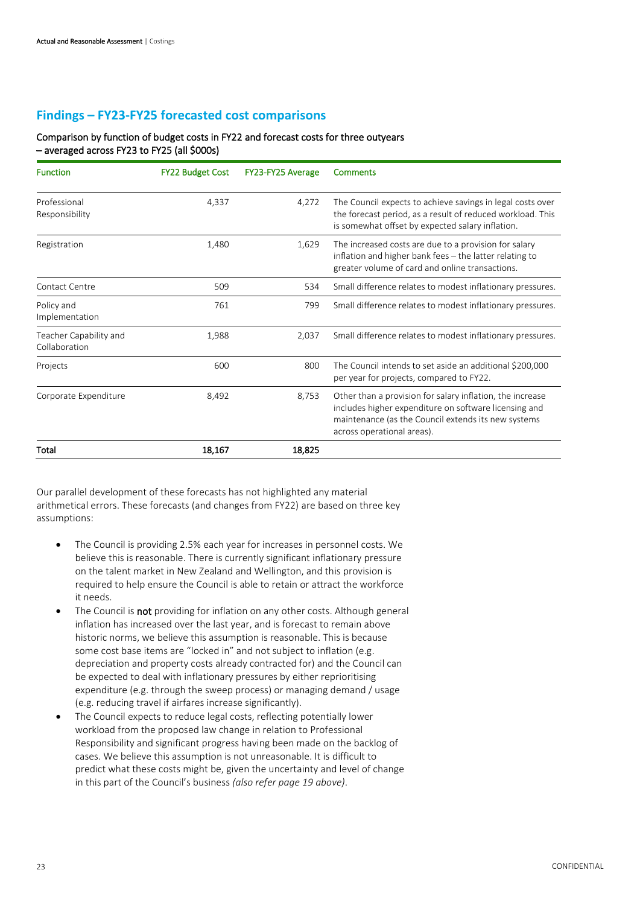## Findings – FY23-FY25 forecasted cost comparisons

Comparison by function of budget costs in FY22 and forecast costs for three outyears – averaged across FY23 to FY25 (all $000s)

| Function | FY22 Budget Cost | FY23-FY25 Average | Comments |
|---|---|---|---|
| Professional Responsibility | 4,337 | 4,272 | The Council expects to achieve savings in legal costs over the forecast period, as a result of reduced workload. This is somewhat offset by expected salary inflation. |
| Registration | 1,480 | 1,629 | The increased costs are due to a provision for salary inflation and higher bank fees – the latter relating to greater volume of card and online transactions. |
| Contact Centre | 509 | 534 | Small difference relates to modest inflationary pressures. |
| Policy and Implementation | 761 | 799 | Small difference relates to modest inflationary pressures. |
| Teacher Capability and Collaboration | 1,988 | 2,037 | Small difference relates to modest inflationary pressures. |
| Projects | 600 | 800 | The Council intends to set aside an additional $200,000 per year for projects, compared to FY22. |
| Corporate Expenditure | 8,492 | 8,753 | Other than a provision for salary inflation, the increase includes higher expenditure on software licensing and maintenance (as the Council extends its new systems across operational areas). |
| **Total** | **18,167** | **18,825** | |

Our parallel development of these forecasts has not highlighted any material arithmetical errors. These forecasts (and changes from FY22) are based on three key assumptions:

- The Council is providing 2.5% each year for increases in personnel costs. We believe this is reasonable. There is currently significant inflationary pressure on the talent market in New Zealand and Wellington, and this provision is required to help ensure the Council is able to retain or attract the workforce it needs.
- The Council is **not** providing for inflation on any other costs. Although general inflation has increased over the last year, and is forecast to remain above historic norms, we believe this assumption is reasonable. This is because some cost base items are "locked in" and not subject to inflation (e.g. depreciation and property costs already contracted for) and the Council can be expected to deal with inflationary pressures by either reprioritising expenditure (e.g. through the sweep process) or managing demand / usage (e.g. reducing travel if airfares increase significantly).
- The Council expects to reduce legal costs, reflecting potentially lower workload from the proposed law change in relation to Professional Responsibility and significant progress having been made on the backlog of cases. We believe this assumption is not unreasonable. It is difficult to predict what these costs might be, given the uncertainty and level of change in this part of the Council's business *(also refer page 19 above)*.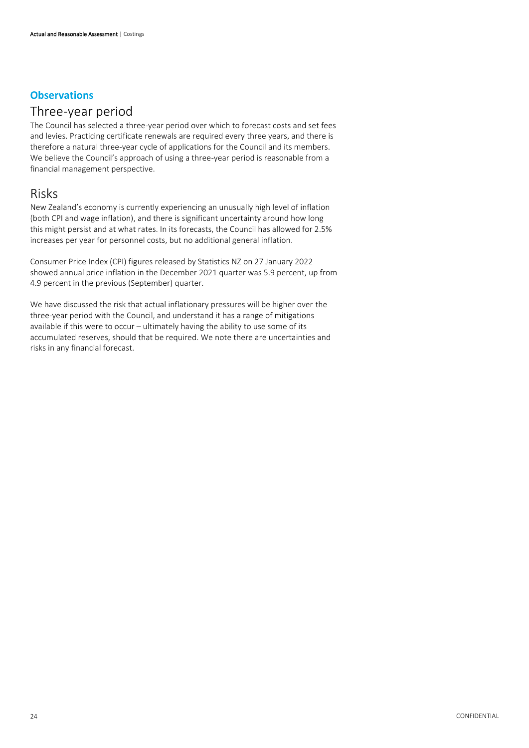## Observations

# Three-year period

The Council has selected a three-year period over which to forecast costs and set fees and levies. Practicing certificate renewals are required every three years, and there is therefore a natural three-year cycle of applications for the Council and its members. We believe the Council's approach of using a three-year period is reasonable from a financial management perspective.

# Risks

New Zealand's economy is currently experiencing an unusually high level of inflation (both CPI and wage inflation), and there is significant uncertainty around how long this might persist and at what rates. In its forecasts, the Council has allowed for 2.5% increases per year for personnel costs, but no additional general inflation.

Consumer Price Index (CPI) figures released by Statistics NZ on 27 January 2022 showed annual price inflation in the December 2021 quarter was 5.9 percent, up from 4.9 percent in the previous (September) quarter.

We have discussed the risk that actual inflationary pressures will be higher over the three-year period with the Council, and understand it has a range of mitigations available if this were to occur – ultimately having the ability to use some of its accumulated reserves, should that be required. We note there are uncertainties and risks in any financial forecast.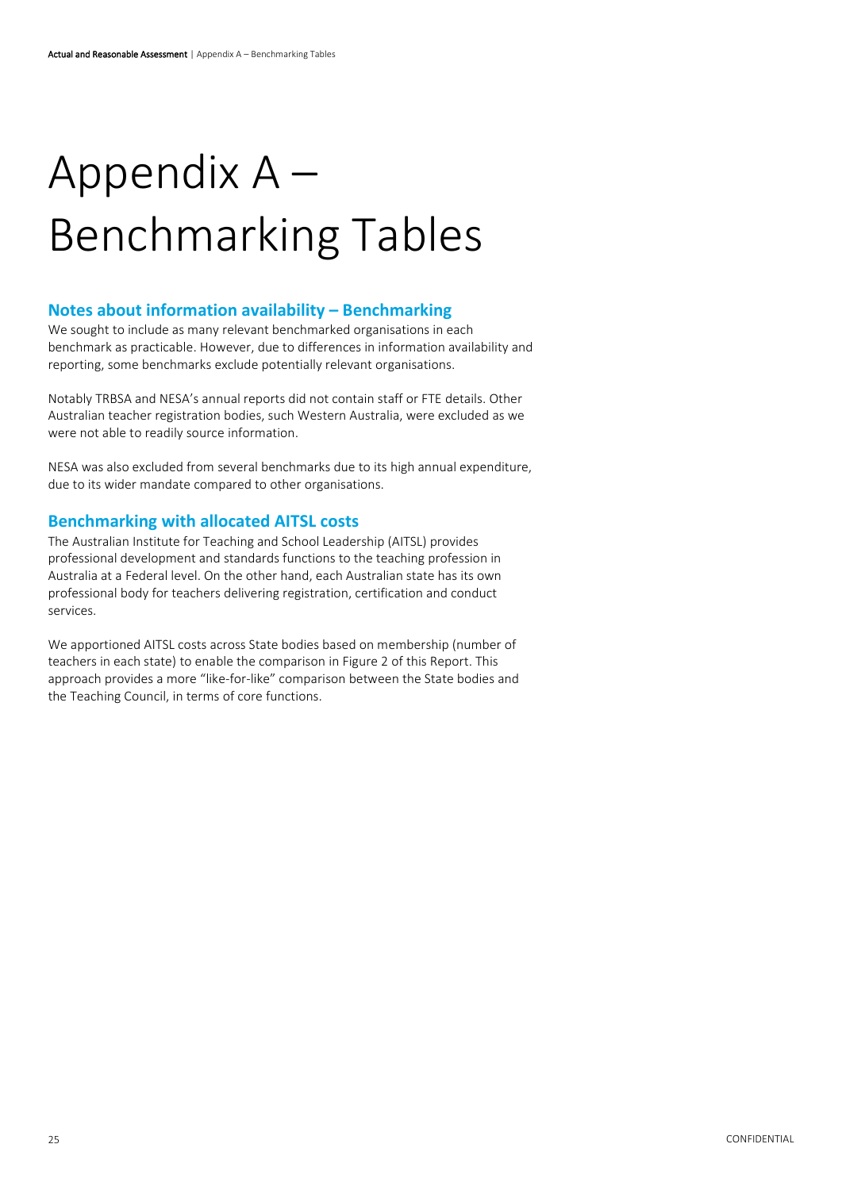# Appendix A – Benchmarking Tables

## Notes about information availability – Benchmarking

We sought to include as many relevant benchmarked organisations in each benchmark as practicable. However, due to differences in information availability and reporting, some benchmarks exclude potentially relevant organisations.

Notably TRBSA and NESA's annual reports did not contain staff or FTE details. Other Australian teacher registration bodies, such Western Australia, were excluded as we were not able to readily source information.

NESA was also excluded from several benchmarks due to its high annual expenditure, due to its wider mandate compared to other organisations.

## Benchmarking with allocated AITSL costs

The Australian Institute for Teaching and School Leadership (AITSL) provides professional development and standards functions to the teaching profession in Australia at a Federal level. On the other hand, each Australian state has its own professional body for teachers delivering registration, certification and conduct services.

We apportioned AITSL costs across State bodies based on membership (number of teachers in each state) to enable the comparison in Figure 2 of this Report. This approach provides a more "like-for-like" comparison between the State bodies and the Teaching Council, in terms of core functions.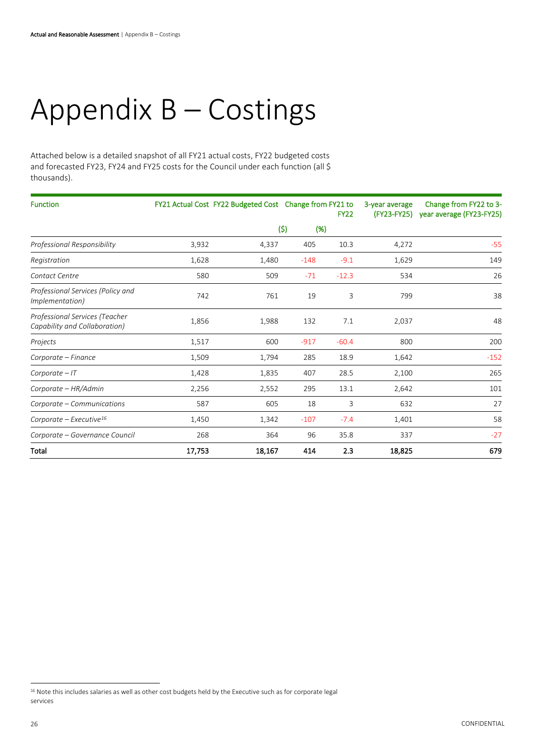# Appendix B – Costings

Attached below is a detailed snapshot of all FY21 actual costs, FY22 budgeted costs and forecasted FY23, FY24 and FY25 costs for the Council under each function (all $ thousands).

| Function | FY21 Actual Cost | FY22 Budgeted Cost | Change from FY21 to FY22 | | 3-year average (FY23-FY25) | Change from FY22 to 3-year average (FY23-FY25) |
|---|---|---|---|---|---|---|
| | | | ($) | (%) | | |
| *Professional Responsibility* | 3,932 | 4,337 | 405 | 10.3 | 4,272 | -55 |
| *Registration* | 1,628 | 1,480 | -148 | -9.1 | 1,629 | 149 |
| *Contact Centre* | 580 | 509 | -71 | -12.3 | 534 | 26 |
| *Professional Services (Policy and Implementation)* | 742 | 761 | 19 | 3 | 799 | 38 |
| *Professional Services (Teacher Capability and Collaboration)* | 1,856 | 1,988 | 132 | 7.1 | 2,037 | 48 |
| *Projects* | 1,517 | 600 | -917 | -60.4 | 800 | 200 |
| *Corporate – Finance* | 1,509 | 1,794 | 285 | 18.9 | 1,642 | -152 |
| *Corporate – IT* | 1,428 | 1,835 | 407 | 28.5 | 2,100 | 265 |
| *Corporate – HR/Admin* | 2,256 | 2,552 | 295 | 13.1 | 2,642 | 101 |
| *Corporate – Communications* | 587 | 605 | 18 | 3 | 632 | 27 |
| *Corporate – Executive*[16] | 1,450 | 1,342 | -107 | -7.4 | 1,401 | 58 |
| *Corporate – Governance Council* | 268 | 364 | 96 | 35.8 | 337 | -27 |
| **Total** | **17,753** | **18,167** | **414** | **2.3** | **18,825** | **679** |

[16] Note this includes salaries as well as other cost budgets held by the Executive such as for corporate legal services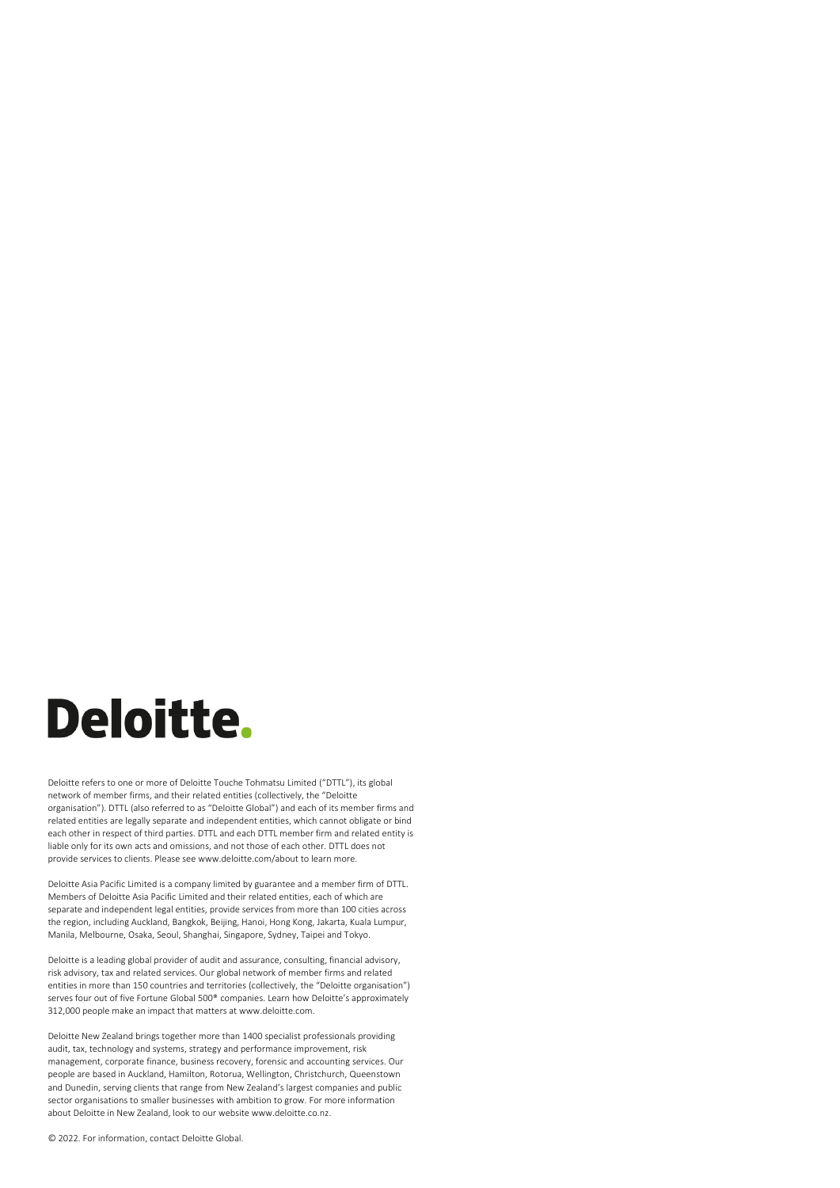# Deloitte.

Deloitte refers to one or more of Deloitte Touche Tohmatsu Limited ("DTTL"), its global network of member firms, and their related entities (collectively, the "Deloitte organisation"). DTTL (also referred to as "Deloitte Global") and each of its member firms and related entities are legally separate and independent entities, which cannot obligate or bind each other in respect of third parties. DTTL and each DTTL member firm and related entity is liable only for its own acts and omissions, and not those of each other. DTTL does not provide services to clients. Please see www.deloitte.com/about to learn more.

Deloitte Asia Pacific Limited is a company limited by guarantee and a member firm of DTTL. Members of Deloitte Asia Pacific Limited and their related entities, each of which are separate and independent legal entities, provide services from more than 100 cities across the region, including Auckland, Bangkok, Beijing, Hanoi, Hong Kong, Jakarta, Kuala Lumpur, Manila, Melbourne, Osaka, Seoul, Shanghai, Singapore, Sydney, Taipei and Tokyo.

Deloitte is a leading global provider of audit and assurance, consulting, financial advisory, risk advisory, tax and related services. Our global network of member firms and related entities in more than 150 countries and territories (collectively, the "Deloitte organisation") serves four out of five Fortune Global 500® companies. Learn how Deloitte's approximately 312,000 people make an impact that matters at www.deloitte.com.

Deloitte New Zealand brings together more than 1400 specialist professionals providing audit, tax, technology and systems, strategy and performance improvement, risk management, corporate finance, business recovery, forensic and accounting services. Our people are based in Auckland, Hamilton, Rotorua, Wellington, Christchurch, Queenstown and Dunedin, serving clients that range from New Zealand's largest companies and public sector organisations to smaller businesses with ambition to grow. For more information about Deloitte in New Zealand, look to our website www.deloitte.co.nz.

© 2022. For information, contact Deloitte Global.